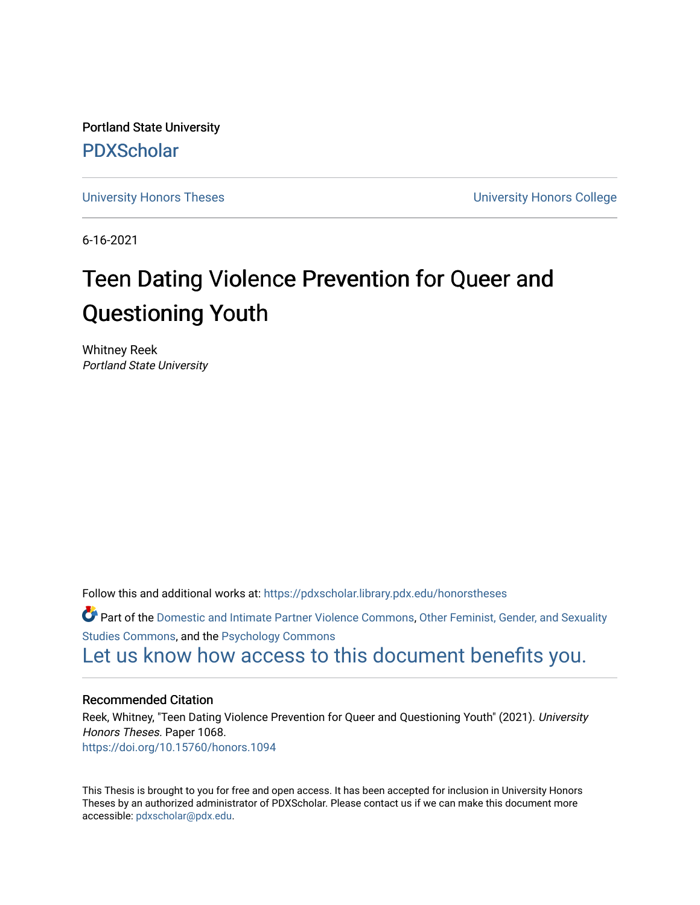Portland State University

PDXScholar

University Honors Theses

University Honors College

6-16-2021

# Teen Dating Violence Prevention for Queer and Questioning Youth

Whitney Reek
*Portland State University*

Follow this and additional works at: https://pdxscholar.library.pdx.edu/honorstheses

Part of the Domestic and Intimate Partner Violence Commons, Other Feminist, Gender, and Sexuality Studies Commons, and the Psychology Commons

Let us know how access to this document benefits you.

### Recommended Citation

Reek, Whitney, "Teen Dating Violence Prevention for Queer and Questioning Youth" (2021). *University Honors Theses.* Paper 1068.
https://doi.org/10.15760/honors.1094

This Thesis is brought to you for free and open access. It has been accepted for inclusion in University Honors Theses by an authorized administrator of PDXScholar. Please contact us if we can make this document more accessible: pdxscholar@pdx.edu.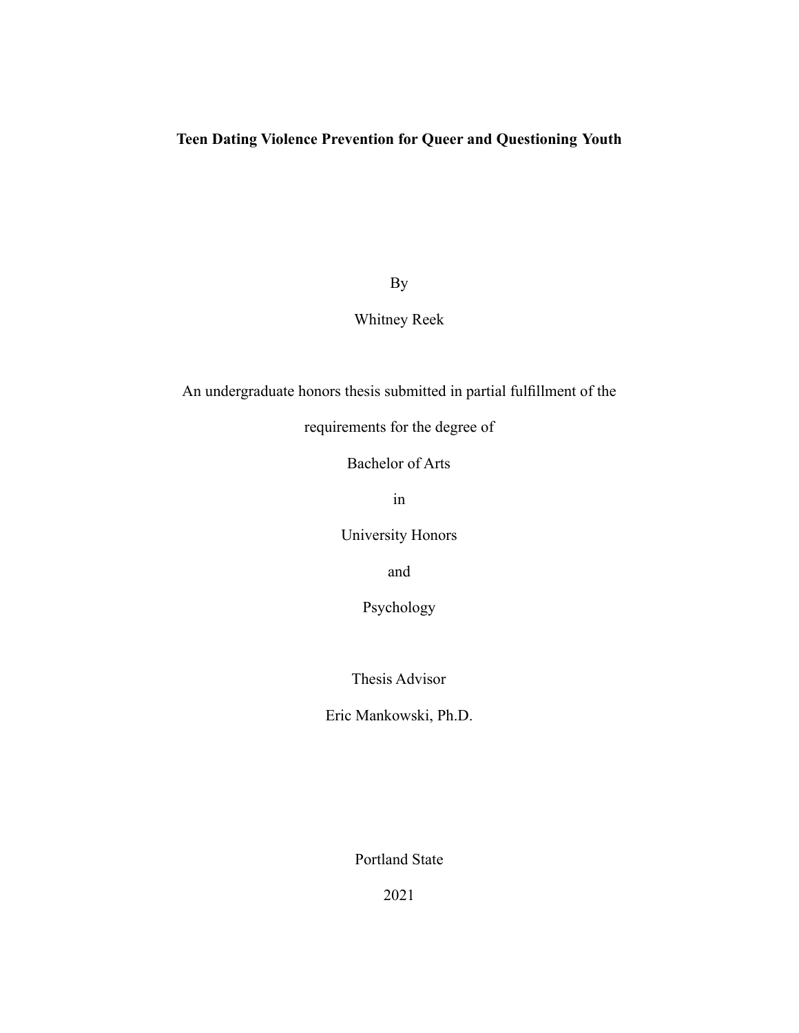# Teen Dating Violence Prevention for Queer and Questioning Youth

By

Whitney Reek

An undergraduate honors thesis submitted in partial fulfillment of the

requirements for the degree of

Bachelor of Arts

in

University Honors

and

Psychology

Thesis Advisor

Eric Mankowski, Ph.D.

Portland State

2021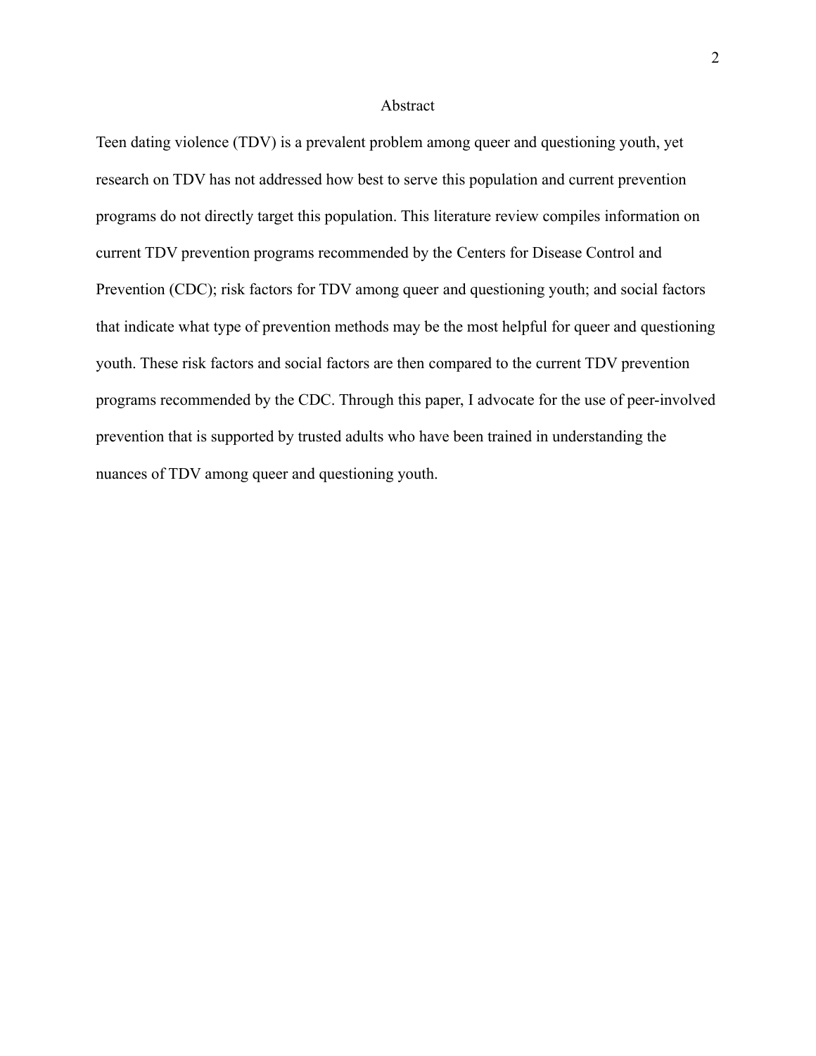# Abstract

Teen dating violence (TDV) is a prevalent problem among queer and questioning youth, yet research on TDV has not addressed how best to serve this population and current prevention programs do not directly target this population. This literature review compiles information on current TDV prevention programs recommended by the Centers for Disease Control and Prevention (CDC); risk factors for TDV among queer and questioning youth; and social factors that indicate what type of prevention methods may be the most helpful for queer and questioning youth. These risk factors and social factors are then compared to the current TDV prevention programs recommended by the CDC. Through this paper, I advocate for the use of peer-involved prevention that is supported by trusted adults who have been trained in understanding the nuances of TDV among queer and questioning youth.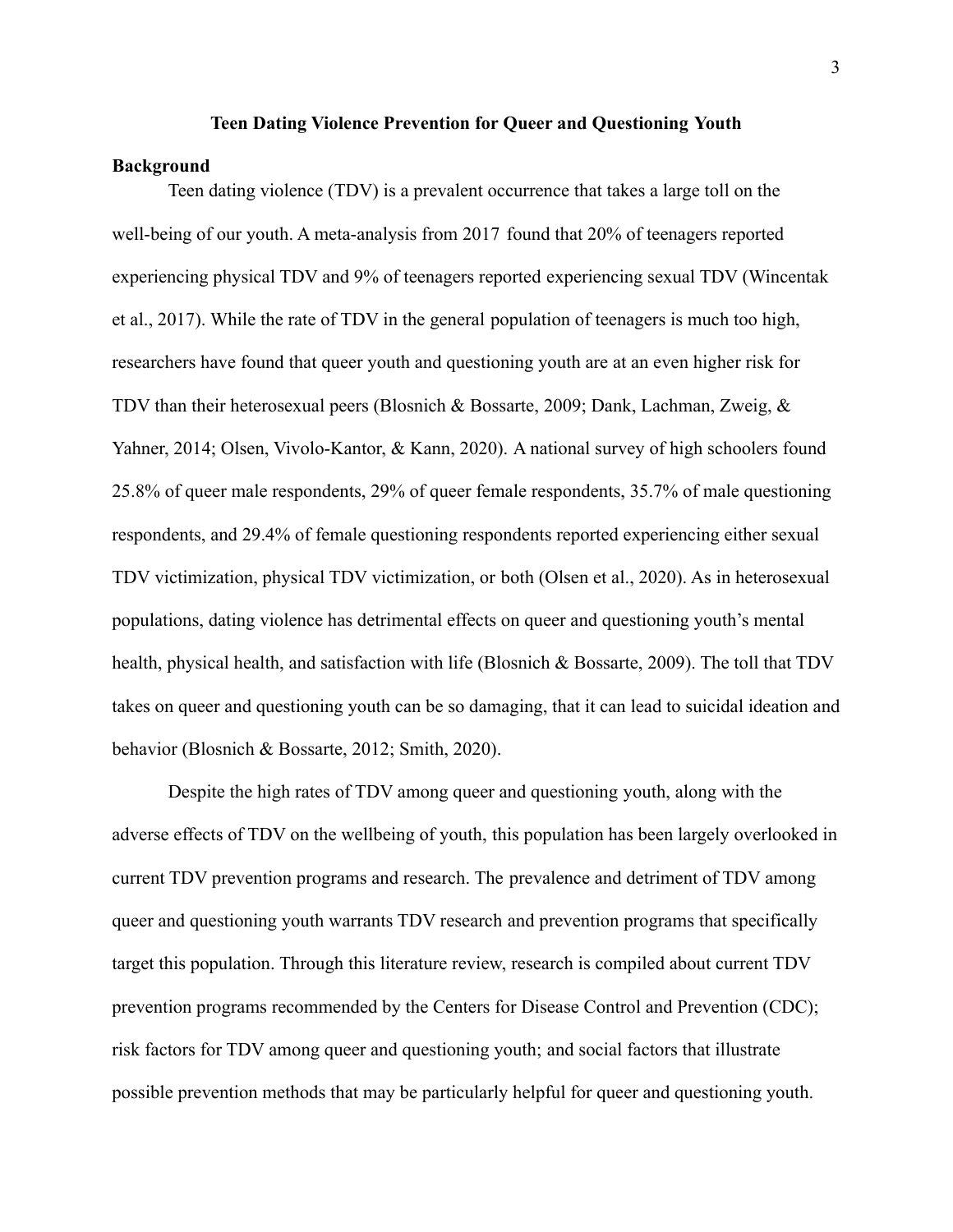# Teen Dating Violence Prevention for Queer and Questioning Youth

## Background

Teen dating violence (TDV) is a prevalent occurrence that takes a large toll on the well-being of our youth. A meta-analysis from 2017 found that 20% of teenagers reported experiencing physical TDV and 9% of teenagers reported experiencing sexual TDV (Wincentak et al., 2017). While the rate of TDV in the general population of teenagers is much too high, researchers have found that queer youth and questioning youth are at an even higher risk for TDV than their heterosexual peers (Blosnich & Bossarte, 2009; Dank, Lachman, Zweig, & Yahner, 2014; Olsen, Vivolo-Kantor, & Kann, 2020). A national survey of high schoolers found 25.8% of queer male respondents, 29% of queer female respondents, 35.7% of male questioning respondents, and 29.4% of female questioning respondents reported experiencing either sexual TDV victimization, physical TDV victimization, or both (Olsen et al., 2020). As in heterosexual populations, dating violence has detrimental effects on queer and questioning youth's mental health, physical health, and satisfaction with life (Blosnich & Bossarte, 2009). The toll that TDV takes on queer and questioning youth can be so damaging, that it can lead to suicidal ideation and behavior (Blosnich & Bossarte, 2012; Smith, 2020).

Despite the high rates of TDV among queer and questioning youth, along with the adverse effects of TDV on the wellbeing of youth, this population has been largely overlooked in current TDV prevention programs and research. The prevalence and detriment of TDV among queer and questioning youth warrants TDV research and prevention programs that specifically target this population. Through this literature review, research is compiled about current TDV prevention programs recommended by the Centers for Disease Control and Prevention (CDC); risk factors for TDV among queer and questioning youth; and social factors that illustrate possible prevention methods that may be particularly helpful for queer and questioning youth.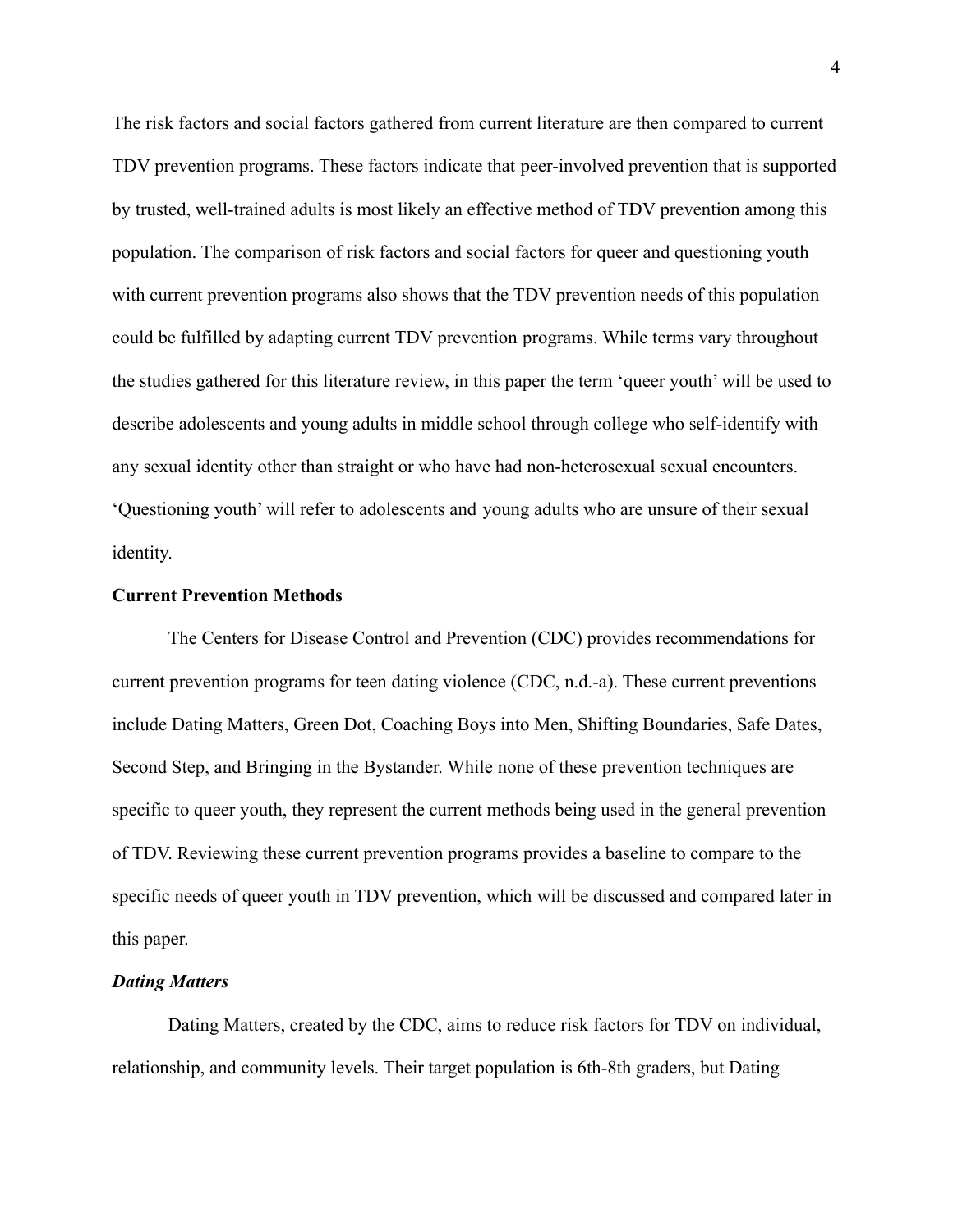The risk factors and social factors gathered from current literature are then compared to current TDV prevention programs. These factors indicate that peer-involved prevention that is supported by trusted, well-trained adults is most likely an effective method of TDV prevention among this population. The comparison of risk factors and social factors for queer and questioning youth with current prevention programs also shows that the TDV prevention needs of this population could be fulfilled by adapting current TDV prevention programs. While terms vary throughout the studies gathered for this literature review, in this paper the term 'queer youth' will be used to describe adolescents and young adults in middle school through college who self-identify with any sexual identity other than straight or who have had non-heterosexual sexual encounters. 'Questioning youth' will refer to adolescents and young adults who are unsure of their sexual identity.

## Current Prevention Methods

The Centers for Disease Control and Prevention (CDC) provides recommendations for current prevention programs for teen dating violence (CDC, n.d.-a). These current preventions include Dating Matters, Green Dot, Coaching Boys into Men, Shifting Boundaries, Safe Dates, Second Step, and Bringing in the Bystander. While none of these prevention techniques are specific to queer youth, they represent the current methods being used in the general prevention of TDV. Reviewing these current prevention programs provides a baseline to compare to the specific needs of queer youth in TDV prevention, which will be discussed and compared later in this paper.

### *Dating Matters*

Dating Matters, created by the CDC, aims to reduce risk factors for TDV on individual, relationship, and community levels. Their target population is 6th-8th graders, but Dating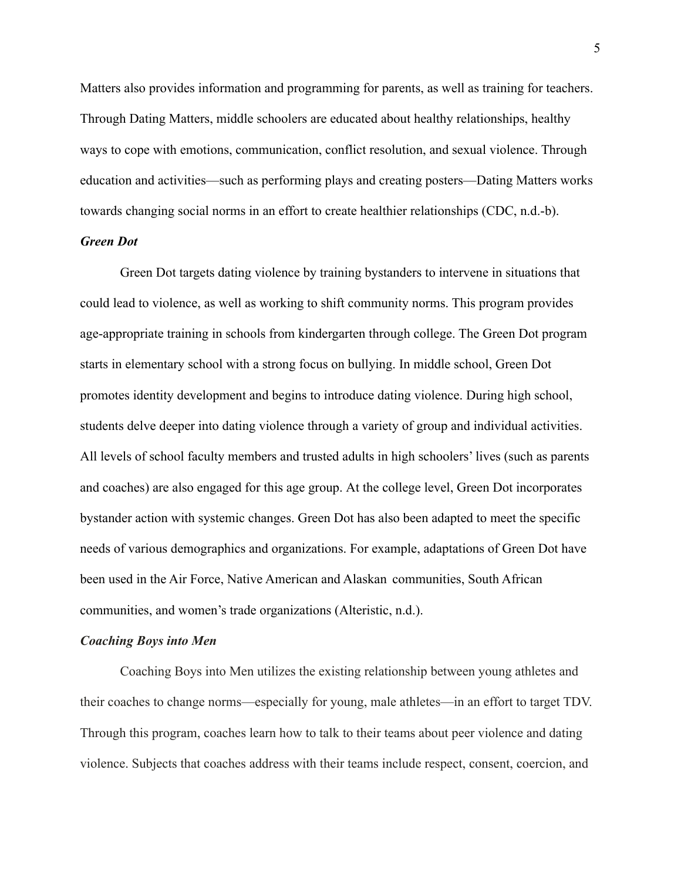Matters also provides information and programming for parents, as well as training for teachers. Through Dating Matters, middle schoolers are educated about healthy relationships, healthy ways to cope with emotions, communication, conflict resolution, and sexual violence. Through education and activities—such as performing plays and creating posters—Dating Matters works towards changing social norms in an effort to create healthier relationships (CDC, n.d.-b).

### *Green Dot*

Green Dot targets dating violence by training bystanders to intervene in situations that could lead to violence, as well as working to shift community norms. This program provides age-appropriate training in schools from kindergarten through college. The Green Dot program starts in elementary school with a strong focus on bullying. In middle school, Green Dot promotes identity development and begins to introduce dating violence. During high school, students delve deeper into dating violence through a variety of group and individual activities. All levels of school faculty members and trusted adults in high schoolers' lives (such as parents and coaches) are also engaged for this age group. At the college level, Green Dot incorporates bystander action with systemic changes. Green Dot has also been adapted to meet the specific needs of various demographics and organizations. For example, adaptations of Green Dot have been used in the Air Force, Native American and Alaskan communities, South African communities, and women's trade organizations (Alteristic, n.d.).

### *Coaching Boys into Men*

Coaching Boys into Men utilizes the existing relationship between young athletes and their coaches to change norms—especially for young, male athletes—in an effort to target TDV. Through this program, coaches learn how to talk to their teams about peer violence and dating violence. Subjects that coaches address with their teams include respect, consent, coercion, and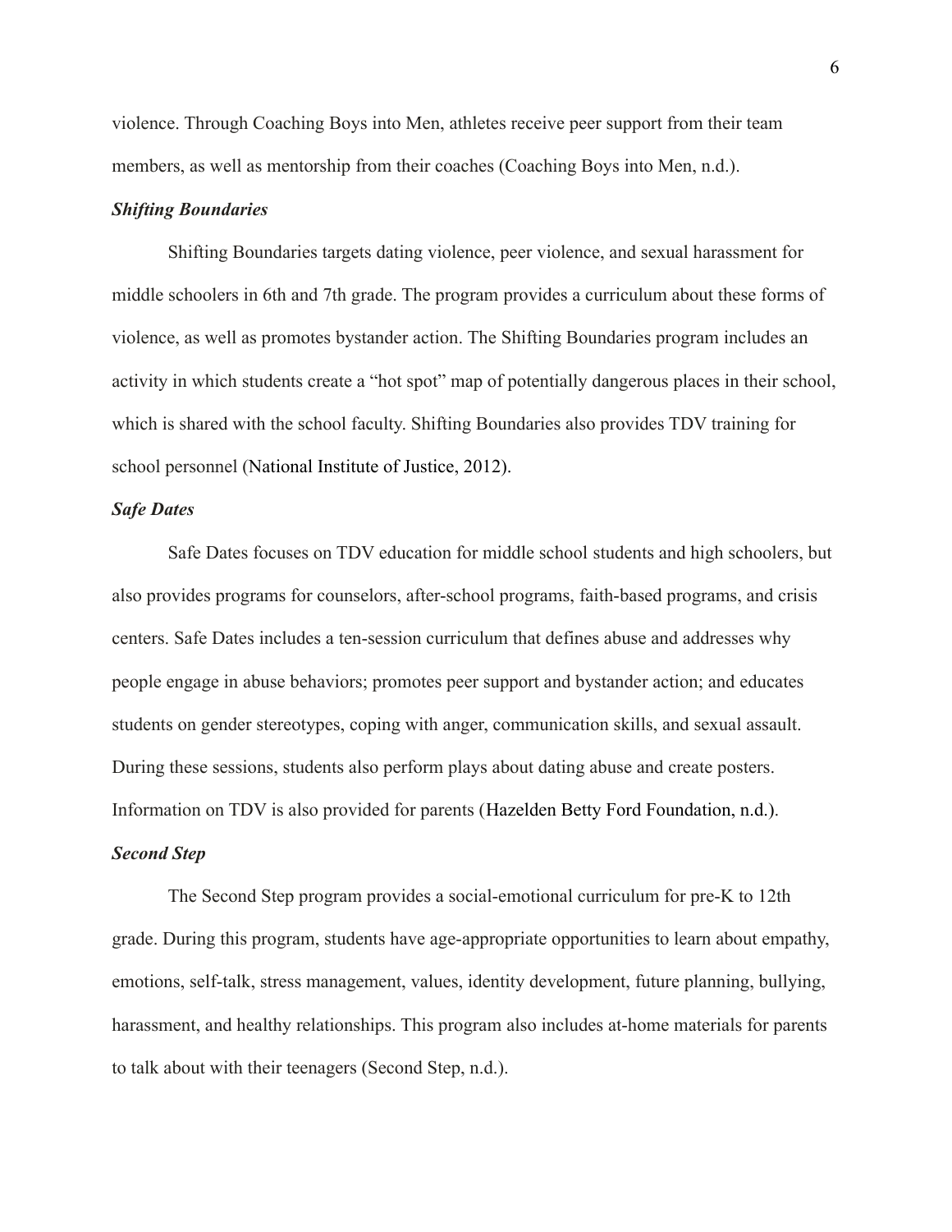violence. Through Coaching Boys into Men, athletes receive peer support from their team members, as well as mentorship from their coaches (Coaching Boys into Men, n.d.).

***Shifting Boundaries***

Shifting Boundaries targets dating violence, peer violence, and sexual harassment for middle schoolers in 6th and 7th grade. The program provides a curriculum about these forms of violence, as well as promotes bystander action. The Shifting Boundaries program includes an activity in which students create a "hot spot" map of potentially dangerous places in their school, which is shared with the school faculty. Shifting Boundaries also provides TDV training for school personnel (National Institute of Justice, 2012).

***Safe Dates***

Safe Dates focuses on TDV education for middle school students and high schoolers, but also provides programs for counselors, after-school programs, faith-based programs, and crisis centers. Safe Dates includes a ten-session curriculum that defines abuse and addresses why people engage in abuse behaviors; promotes peer support and bystander action; and educates students on gender stereotypes, coping with anger, communication skills, and sexual assault. During these sessions, students also perform plays about dating abuse and create posters. Information on TDV is also provided for parents (Hazelden Betty Ford Foundation, n.d.).

***Second Step***

The Second Step program provides a social-emotional curriculum for pre-K to 12th grade. During this program, students have age-appropriate opportunities to learn about empathy, emotions, self-talk, stress management, values, identity development, future planning, bullying, harassment, and healthy relationships. This program also includes at-home materials for parents to talk about with their teenagers (Second Step, n.d.).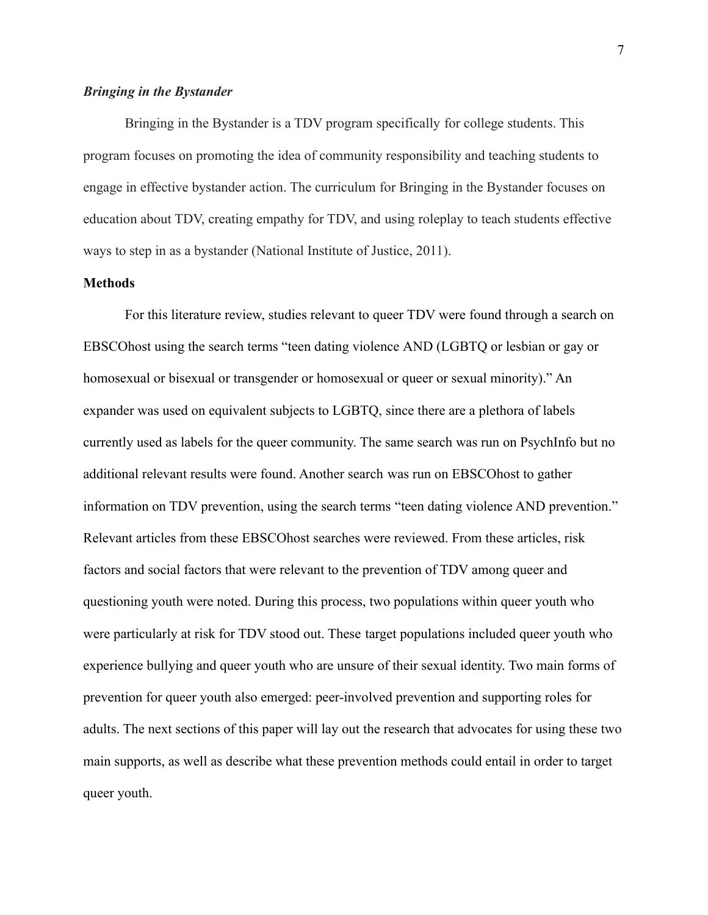### *Bringing in the Bystander*

Bringing in the Bystander is a TDV program specifically for college students. This program focuses on promoting the idea of community responsibility and teaching students to engage in effective bystander action. The curriculum for Bringing in the Bystander focuses on education about TDV, creating empathy for TDV, and using roleplay to teach students effective ways to step in as a bystander (National Institute of Justice, 2011).

## Methods

For this literature review, studies relevant to queer TDV were found through a search on EBSCOhost using the search terms "teen dating violence AND (LGBTQ or lesbian or gay or homosexual or bisexual or transgender or homosexual or queer or sexual minority)." An expander was used on equivalent subjects to LGBTQ, since there are a plethora of labels currently used as labels for the queer community. The same search was run on PsychInfo but no additional relevant results were found. Another search was run on EBSCOhost to gather information on TDV prevention, using the search terms "teen dating violence AND prevention." Relevant articles from these EBSCOhost searches were reviewed. From these articles, risk factors and social factors that were relevant to the prevention of TDV among queer and questioning youth were noted. During this process, two populations within queer youth who were particularly at risk for TDV stood out. These target populations included queer youth who experience bullying and queer youth who are unsure of their sexual identity. Two main forms of prevention for queer youth also emerged: peer-involved prevention and supporting roles for adults. The next sections of this paper will lay out the research that advocates for using these two main supports, as well as describe what these prevention methods could entail in order to target queer youth.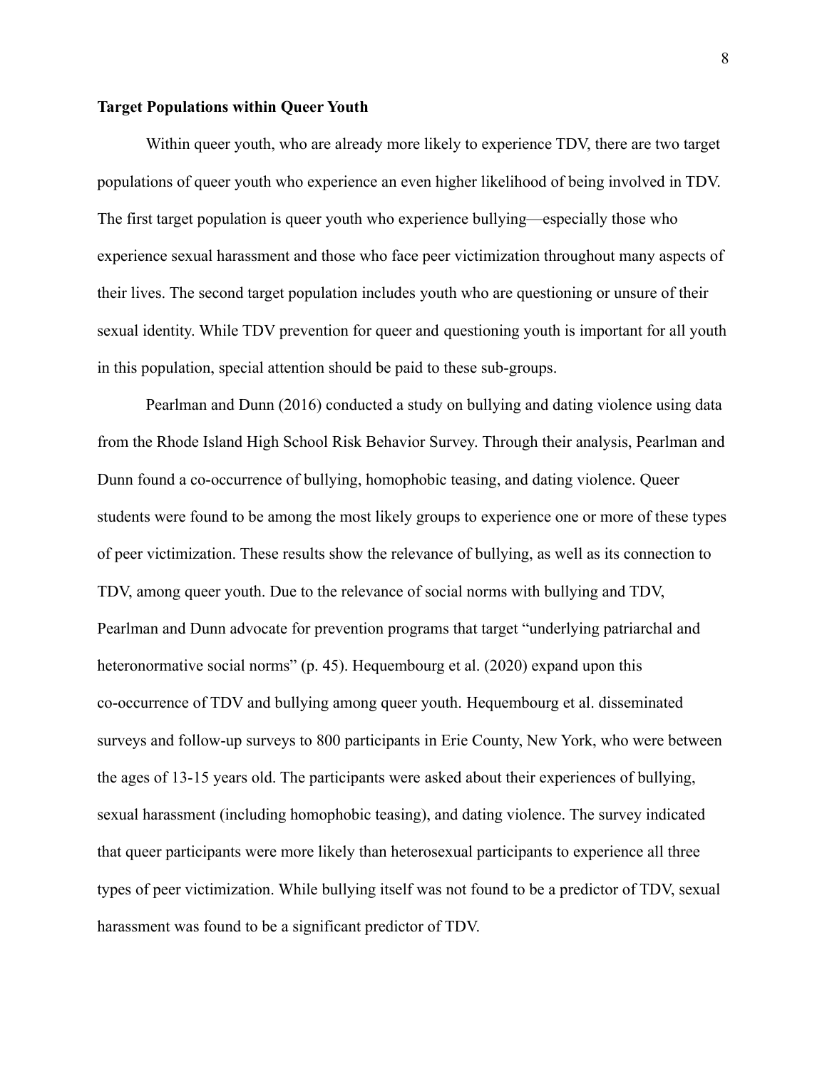**Target Populations within Queer Youth**

Within queer youth, who are already more likely to experience TDV, there are two target populations of queer youth who experience an even higher likelihood of being involved in TDV. The first target population is queer youth who experience bullying—especially those who experience sexual harassment and those who face peer victimization throughout many aspects of their lives. The second target population includes youth who are questioning or unsure of their sexual identity. While TDV prevention for queer and questioning youth is important for all youth in this population, special attention should be paid to these sub-groups.

Pearlman and Dunn (2016) conducted a study on bullying and dating violence using data from the Rhode Island High School Risk Behavior Survey. Through their analysis, Pearlman and Dunn found a co-occurrence of bullying, homophobic teasing, and dating violence. Queer students were found to be among the most likely groups to experience one or more of these types of peer victimization. These results show the relevance of bullying, as well as its connection to TDV, among queer youth. Due to the relevance of social norms with bullying and TDV, Pearlman and Dunn advocate for prevention programs that target "underlying patriarchal and heteronormative social norms" (p. 45). Hequembourg et al. (2020) expand upon this co-occurrence of TDV and bullying among queer youth. Hequembourg et al. disseminated surveys and follow-up surveys to 800 participants in Erie County, New York, who were between the ages of 13-15 years old. The participants were asked about their experiences of bullying, sexual harassment (including homophobic teasing), and dating violence. The survey indicated that queer participants were more likely than heterosexual participants to experience all three types of peer victimization. While bullying itself was not found to be a predictor of TDV, sexual harassment was found to be a significant predictor of TDV.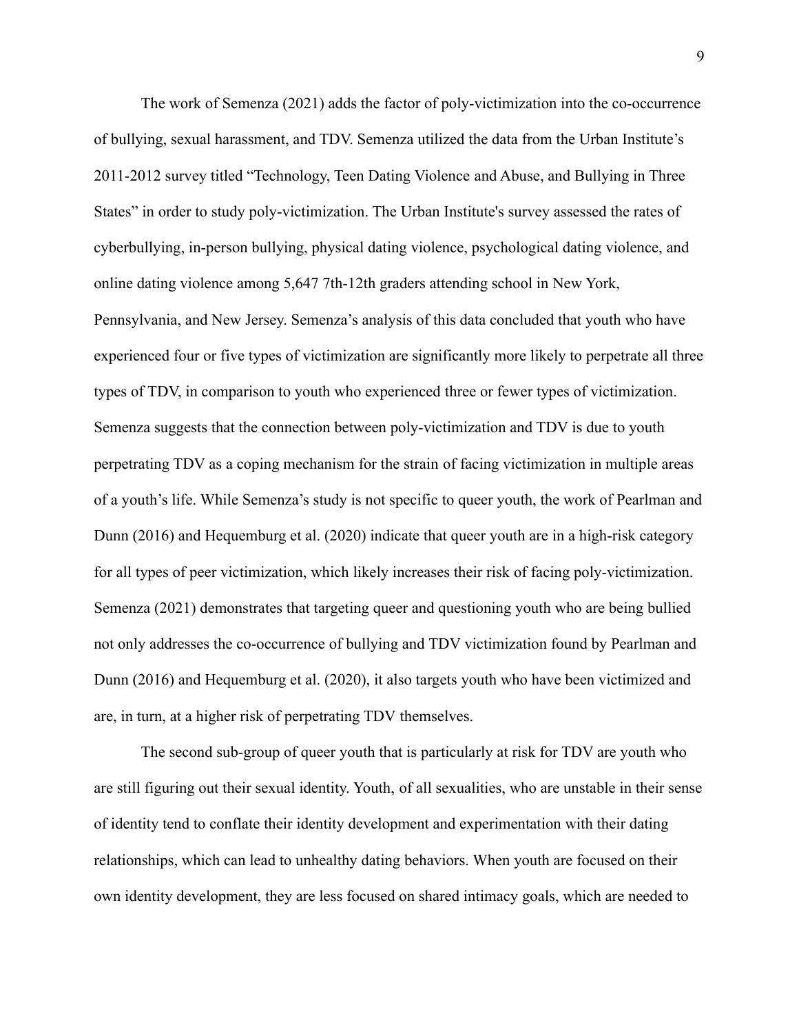The work of Semenza (2021) adds the factor of poly-victimization into the co-occurrence of bullying, sexual harassment, and TDV. Semenza utilized the data from the Urban Institute's 2011-2012 survey titled "Technology, Teen Dating Violence and Abuse, and Bullying in Three States" in order to study poly-victimization. The Urban Institute's survey assessed the rates of cyberbullying, in-person bullying, physical dating violence, psychological dating violence, and online dating violence among 5,647 7th-12th graders attending school in New York, Pennsylvania, and New Jersey. Semenza's analysis of this data concluded that youth who have experienced four or five types of victimization are significantly more likely to perpetrate all three types of TDV, in comparison to youth who experienced three or fewer types of victimization. Semenza suggests that the connection between poly-victimization and TDV is due to youth perpetrating TDV as a coping mechanism for the strain of facing victimization in multiple areas of a youth's life. While Semenza's study is not specific to queer youth, the work of Pearlman and Dunn (2016) and Hequemburg et al. (2020) indicate that queer youth are in a high-risk category for all types of peer victimization, which likely increases their risk of facing poly-victimization. Semenza (2021) demonstrates that targeting queer and questioning youth who are being bullied not only addresses the co-occurrence of bullying and TDV victimization found by Pearlman and Dunn (2016) and Hequemburg et al. (2020), it also targets youth who have been victimized and are, in turn, at a higher risk of perpetrating TDV themselves.

The second sub-group of queer youth that is particularly at risk for TDV are youth who are still figuring out their sexual identity. Youth, of all sexualities, who are unstable in their sense of identity tend to conflate their identity development and experimentation with their dating relationships, which can lead to unhealthy dating behaviors. When youth are focused on their own identity development, they are less focused on shared intimacy goals, which are needed to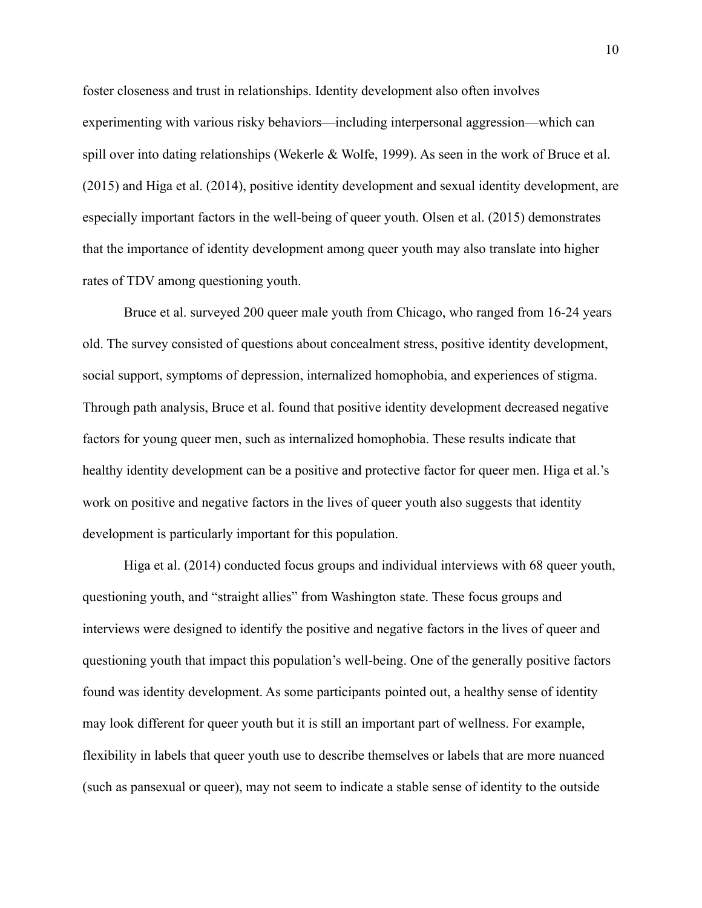foster closeness and trust in relationships. Identity development also often involves experimenting with various risky behaviors—including interpersonal aggression—which can spill over into dating relationships (Wekerle & Wolfe, 1999). As seen in the work of Bruce et al. (2015) and Higa et al. (2014), positive identity development and sexual identity development, are especially important factors in the well-being of queer youth. Olsen et al. (2015) demonstrates that the importance of identity development among queer youth may also translate into higher rates of TDV among questioning youth.

Bruce et al. surveyed 200 queer male youth from Chicago, who ranged from 16-24 years old. The survey consisted of questions about concealment stress, positive identity development, social support, symptoms of depression, internalized homophobia, and experiences of stigma. Through path analysis, Bruce et al. found that positive identity development decreased negative factors for young queer men, such as internalized homophobia. These results indicate that healthy identity development can be a positive and protective factor for queer men. Higa et al.'s work on positive and negative factors in the lives of queer youth also suggests that identity development is particularly important for this population.

Higa et al. (2014) conducted focus groups and individual interviews with 68 queer youth, questioning youth, and "straight allies" from Washington state. These focus groups and interviews were designed to identify the positive and negative factors in the lives of queer and questioning youth that impact this population's well-being. One of the generally positive factors found was identity development. As some participants pointed out, a healthy sense of identity may look different for queer youth but it is still an important part of wellness. For example, flexibility in labels that queer youth use to describe themselves or labels that are more nuanced (such as pansexual or queer), may not seem to indicate a stable sense of identity to the outside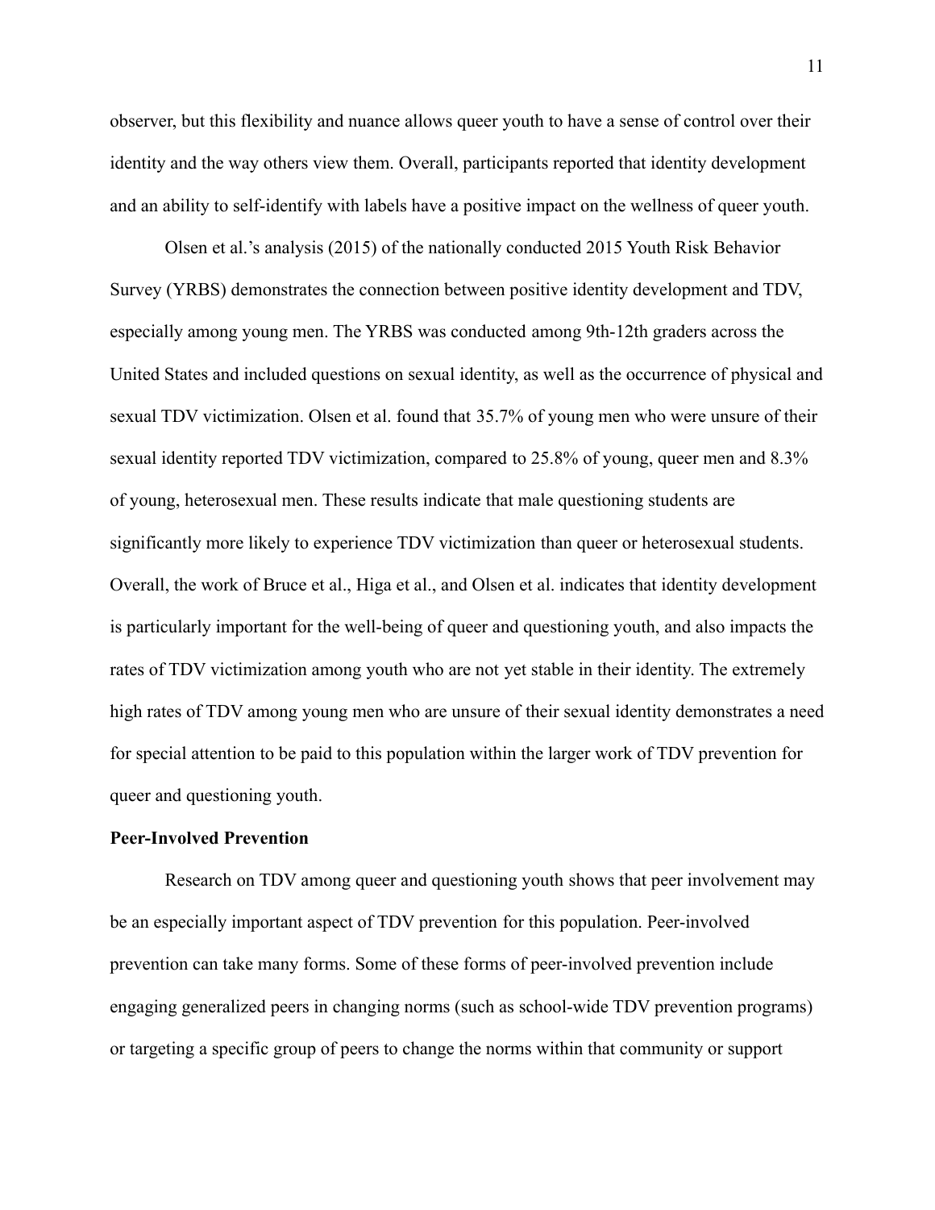observer, but this flexibility and nuance allows queer youth to have a sense of control over their identity and the way others view them. Overall, participants reported that identity development and an ability to self-identify with labels have a positive impact on the wellness of queer youth.

Olsen et al.'s analysis (2015) of the nationally conducted 2015 Youth Risk Behavior Survey (YRBS) demonstrates the connection between positive identity development and TDV, especially among young men. The YRBS was conducted among 9th-12th graders across the United States and included questions on sexual identity, as well as the occurrence of physical and sexual TDV victimization. Olsen et al. found that 35.7% of young men who were unsure of their sexual identity reported TDV victimization, compared to 25.8% of young, queer men and 8.3% of young, heterosexual men. These results indicate that male questioning students are significantly more likely to experience TDV victimization than queer or heterosexual students. Overall, the work of Bruce et al., Higa et al., and Olsen et al. indicates that identity development is particularly important for the well-being of queer and questioning youth, and also impacts the rates of TDV victimization among youth who are not yet stable in their identity. The extremely high rates of TDV among young men who are unsure of their sexual identity demonstrates a need for special attention to be paid to this population within the larger work of TDV prevention for queer and questioning youth.

**Peer-Involved Prevention**

Research on TDV among queer and questioning youth shows that peer involvement may be an especially important aspect of TDV prevention for this population. Peer-involved prevention can take many forms. Some of these forms of peer-involved prevention include engaging generalized peers in changing norms (such as school-wide TDV prevention programs) or targeting a specific group of peers to change the norms within that community or support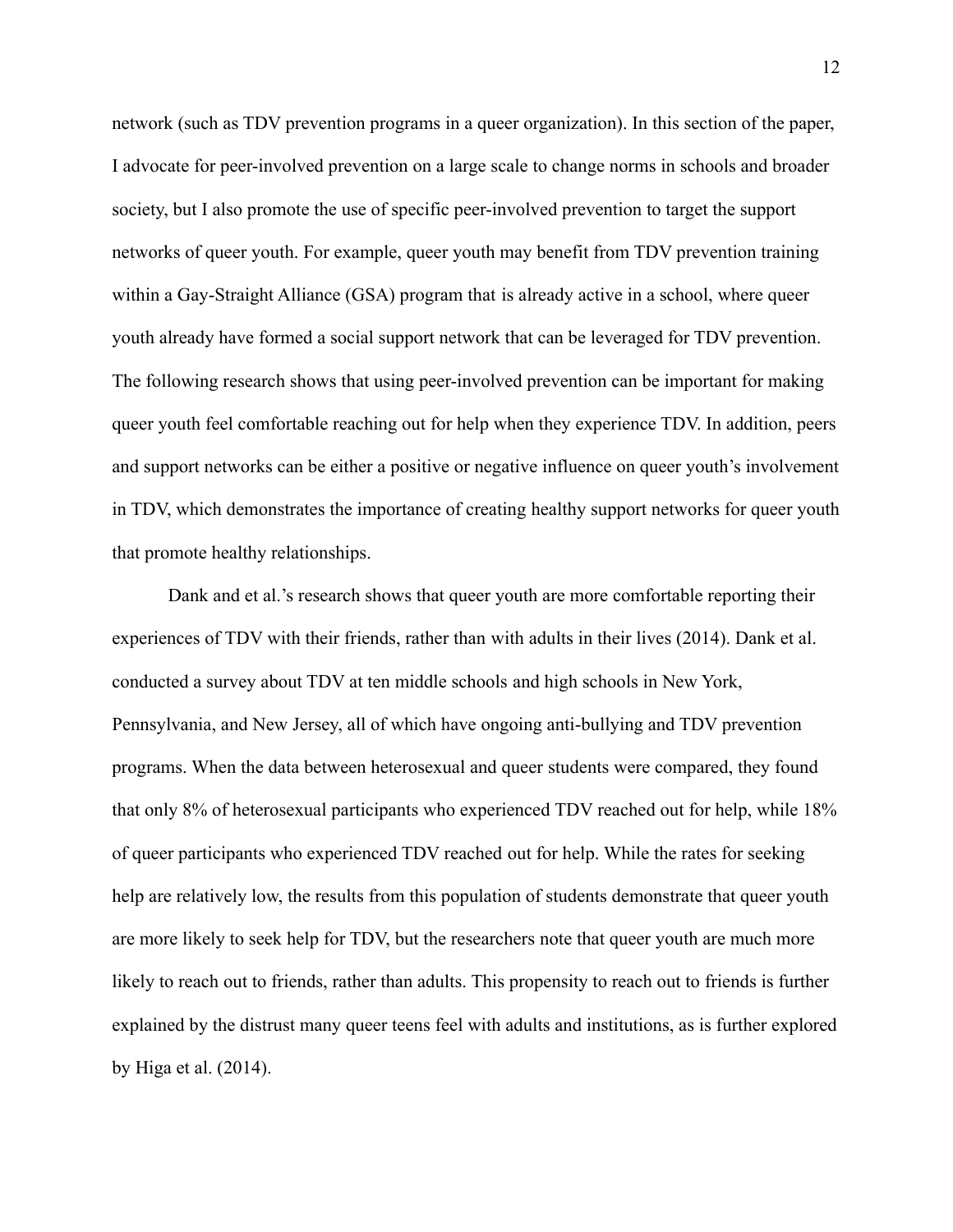network (such as TDV prevention programs in a queer organization). In this section of the paper, I advocate for peer-involved prevention on a large scale to change norms in schools and broader society, but I also promote the use of specific peer-involved prevention to target the support networks of queer youth. For example, queer youth may benefit from TDV prevention training within a Gay-Straight Alliance (GSA) program that is already active in a school, where queer youth already have formed a social support network that can be leveraged for TDV prevention. The following research shows that using peer-involved prevention can be important for making queer youth feel comfortable reaching out for help when they experience TDV. In addition, peers and support networks can be either a positive or negative influence on queer youth's involvement in TDV, which demonstrates the importance of creating healthy support networks for queer youth that promote healthy relationships.

Dank and et al.'s research shows that queer youth are more comfortable reporting their experiences of TDV with their friends, rather than with adults in their lives (2014). Dank et al. conducted a survey about TDV at ten middle schools and high schools in New York, Pennsylvania, and New Jersey, all of which have ongoing anti-bullying and TDV prevention programs. When the data between heterosexual and queer students were compared, they found that only 8% of heterosexual participants who experienced TDV reached out for help, while 18% of queer participants who experienced TDV reached out for help. While the rates for seeking help are relatively low, the results from this population of students demonstrate that queer youth are more likely to seek help for TDV, but the researchers note that queer youth are much more likely to reach out to friends, rather than adults. This propensity to reach out to friends is further explained by the distrust many queer teens feel with adults and institutions, as is further explored by Higa et al. (2014).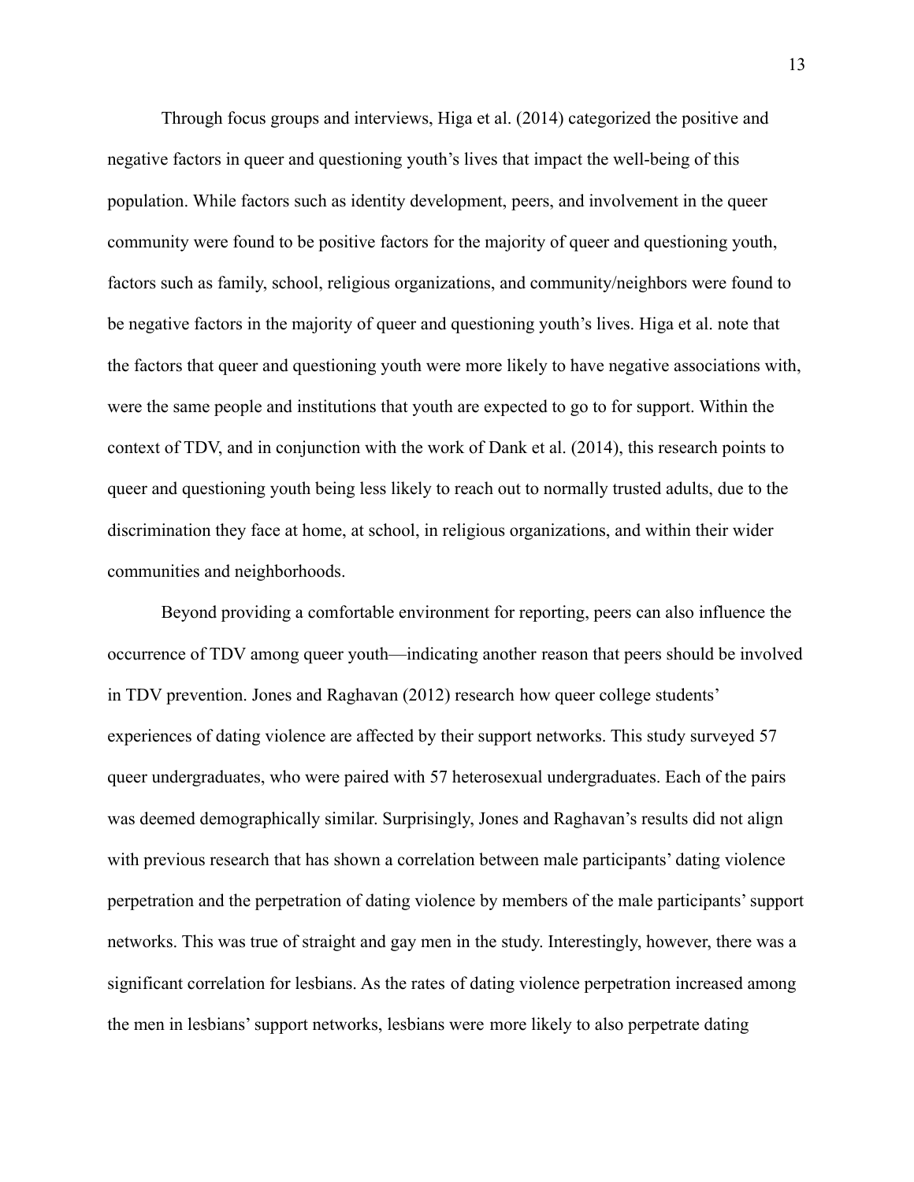Through focus groups and interviews, Higa et al. (2014) categorized the positive and negative factors in queer and questioning youth's lives that impact the well-being of this population. While factors such as identity development, peers, and involvement in the queer community were found to be positive factors for the majority of queer and questioning youth, factors such as family, school, religious organizations, and community/neighbors were found to be negative factors in the majority of queer and questioning youth's lives. Higa et al. note that the factors that queer and questioning youth were more likely to have negative associations with, were the same people and institutions that youth are expected to go to for support. Within the context of TDV, and in conjunction with the work of Dank et al. (2014), this research points to queer and questioning youth being less likely to reach out to normally trusted adults, due to the discrimination they face at home, at school, in religious organizations, and within their wider communities and neighborhoods.

Beyond providing a comfortable environment for reporting, peers can also influence the occurrence of TDV among queer youth—indicating another reason that peers should be involved in TDV prevention. Jones and Raghavan (2012) research how queer college students' experiences of dating violence are affected by their support networks. This study surveyed 57 queer undergraduates, who were paired with 57 heterosexual undergraduates. Each of the pairs was deemed demographically similar. Surprisingly, Jones and Raghavan's results did not align with previous research that has shown a correlation between male participants' dating violence perpetration and the perpetration of dating violence by members of the male participants' support networks. This was true of straight and gay men in the study. Interestingly, however, there was a significant correlation for lesbians. As the rates of dating violence perpetration increased among the men in lesbians' support networks, lesbians were more likely to also perpetrate dating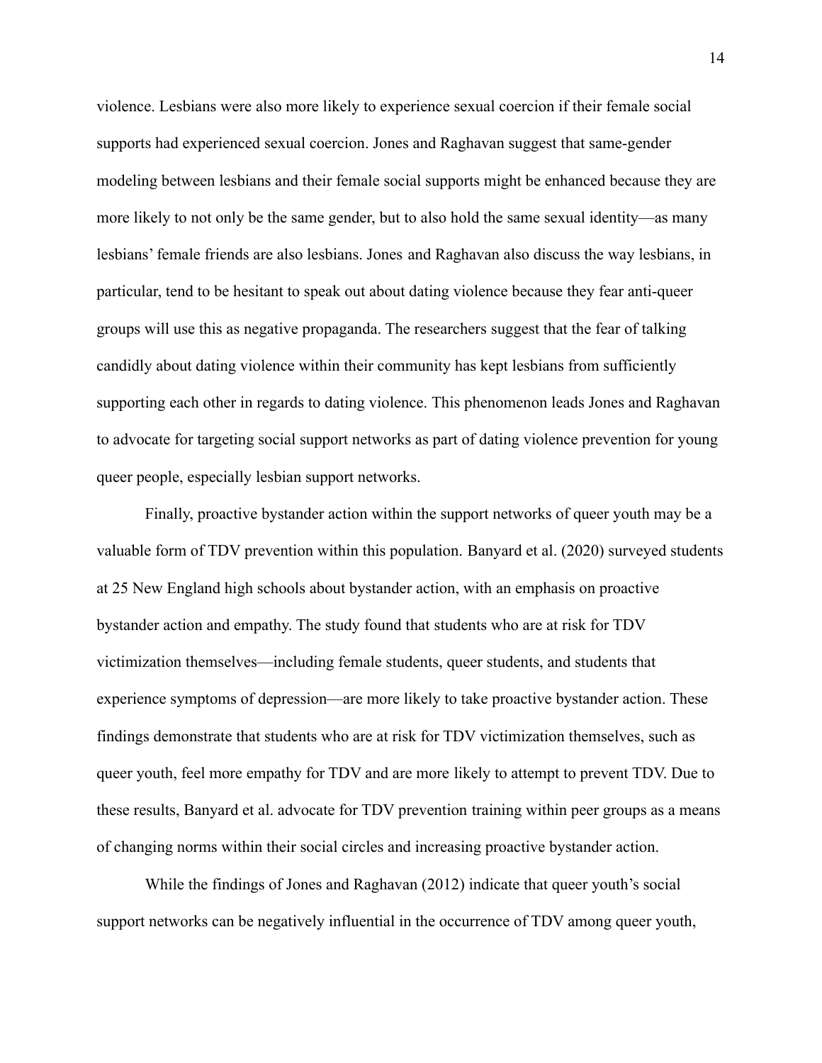violence. Lesbians were also more likely to experience sexual coercion if their female social supports had experienced sexual coercion. Jones and Raghavan suggest that same-gender modeling between lesbians and their female social supports might be enhanced because they are more likely to not only be the same gender, but to also hold the same sexual identity—as many lesbians' female friends are also lesbians. Jones and Raghavan also discuss the way lesbians, in particular, tend to be hesitant to speak out about dating violence because they fear anti-queer groups will use this as negative propaganda. The researchers suggest that the fear of talking candidly about dating violence within their community has kept lesbians from sufficiently supporting each other in regards to dating violence. This phenomenon leads Jones and Raghavan to advocate for targeting social support networks as part of dating violence prevention for young queer people, especially lesbian support networks.

Finally, proactive bystander action within the support networks of queer youth may be a valuable form of TDV prevention within this population. Banyard et al. (2020) surveyed students at 25 New England high schools about bystander action, with an emphasis on proactive bystander action and empathy. The study found that students who are at risk for TDV victimization themselves—including female students, queer students, and students that experience symptoms of depression—are more likely to take proactive bystander action. These findings demonstrate that students who are at risk for TDV victimization themselves, such as queer youth, feel more empathy for TDV and are more likely to attempt to prevent TDV. Due to these results, Banyard et al. advocate for TDV prevention training within peer groups as a means of changing norms within their social circles and increasing proactive bystander action.

While the findings of Jones and Raghavan (2012) indicate that queer youth's social support networks can be negatively influential in the occurrence of TDV among queer youth,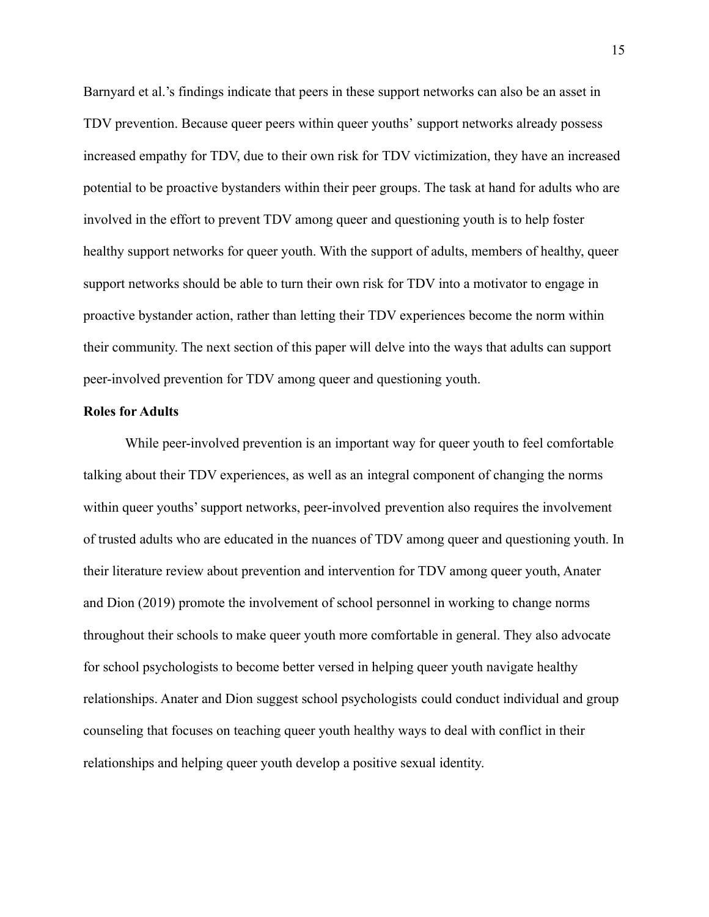Barnyard et al.'s findings indicate that peers in these support networks can also be an asset in TDV prevention. Because queer peers within queer youths' support networks already possess increased empathy for TDV, due to their own risk for TDV victimization, they have an increased potential to be proactive bystanders within their peer groups. The task at hand for adults who are involved in the effort to prevent TDV among queer and questioning youth is to help foster healthy support networks for queer youth. With the support of adults, members of healthy, queer support networks should be able to turn their own risk for TDV into a motivator to engage in proactive bystander action, rather than letting their TDV experiences become the norm within their community. The next section of this paper will delve into the ways that adults can support peer-involved prevention for TDV among queer and questioning youth.

**Roles for Adults**

While peer-involved prevention is an important way for queer youth to feel comfortable talking about their TDV experiences, as well as an integral component of changing the norms within queer youths' support networks, peer-involved prevention also requires the involvement of trusted adults who are educated in the nuances of TDV among queer and questioning youth. In their literature review about prevention and intervention for TDV among queer youth, Anater and Dion (2019) promote the involvement of school personnel in working to change norms throughout their schools to make queer youth more comfortable in general. They also advocate for school psychologists to become better versed in helping queer youth navigate healthy relationships. Anater and Dion suggest school psychologists could conduct individual and group counseling that focuses on teaching queer youth healthy ways to deal with conflict in their relationships and helping queer youth develop a positive sexual identity.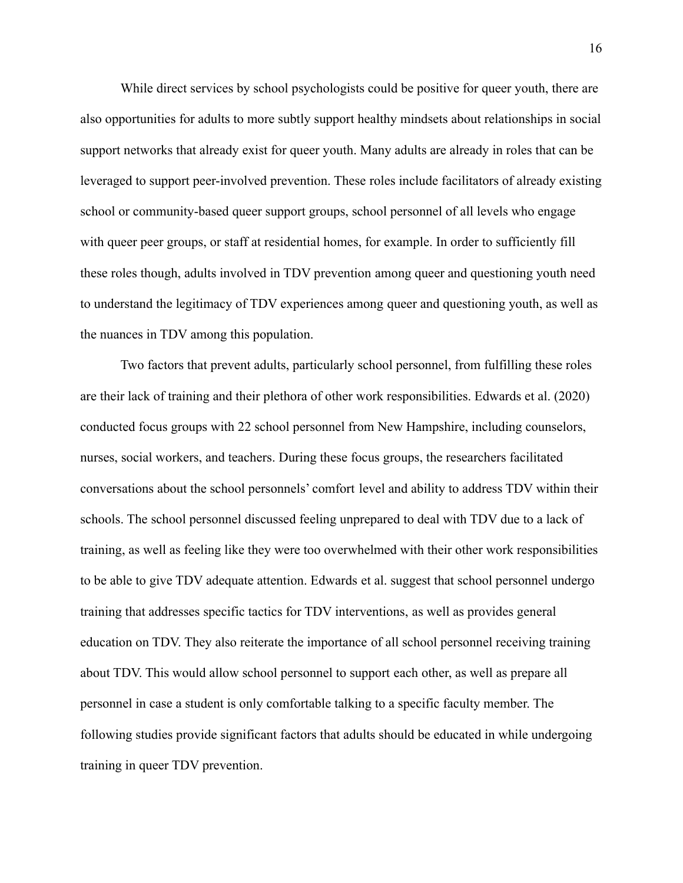While direct services by school psychologists could be positive for queer youth, there are also opportunities for adults to more subtly support healthy mindsets about relationships in social support networks that already exist for queer youth. Many adults are already in roles that can be leveraged to support peer-involved prevention. These roles include facilitators of already existing school or community-based queer support groups, school personnel of all levels who engage with queer peer groups, or staff at residential homes, for example. In order to sufficiently fill these roles though, adults involved in TDV prevention among queer and questioning youth need to understand the legitimacy of TDV experiences among queer and questioning youth, as well as the nuances in TDV among this population.

Two factors that prevent adults, particularly school personnel, from fulfilling these roles are their lack of training and their plethora of other work responsibilities. Edwards et al. (2020) conducted focus groups with 22 school personnel from New Hampshire, including counselors, nurses, social workers, and teachers. During these focus groups, the researchers facilitated conversations about the school personnels' comfort level and ability to address TDV within their schools. The school personnel discussed feeling unprepared to deal with TDV due to a lack of training, as well as feeling like they were too overwhelmed with their other work responsibilities to be able to give TDV adequate attention. Edwards et al. suggest that school personnel undergo training that addresses specific tactics for TDV interventions, as well as provides general education on TDV. They also reiterate the importance of all school personnel receiving training about TDV. This would allow school personnel to support each other, as well as prepare all personnel in case a student is only comfortable talking to a specific faculty member. The following studies provide significant factors that adults should be educated in while undergoing training in queer TDV prevention.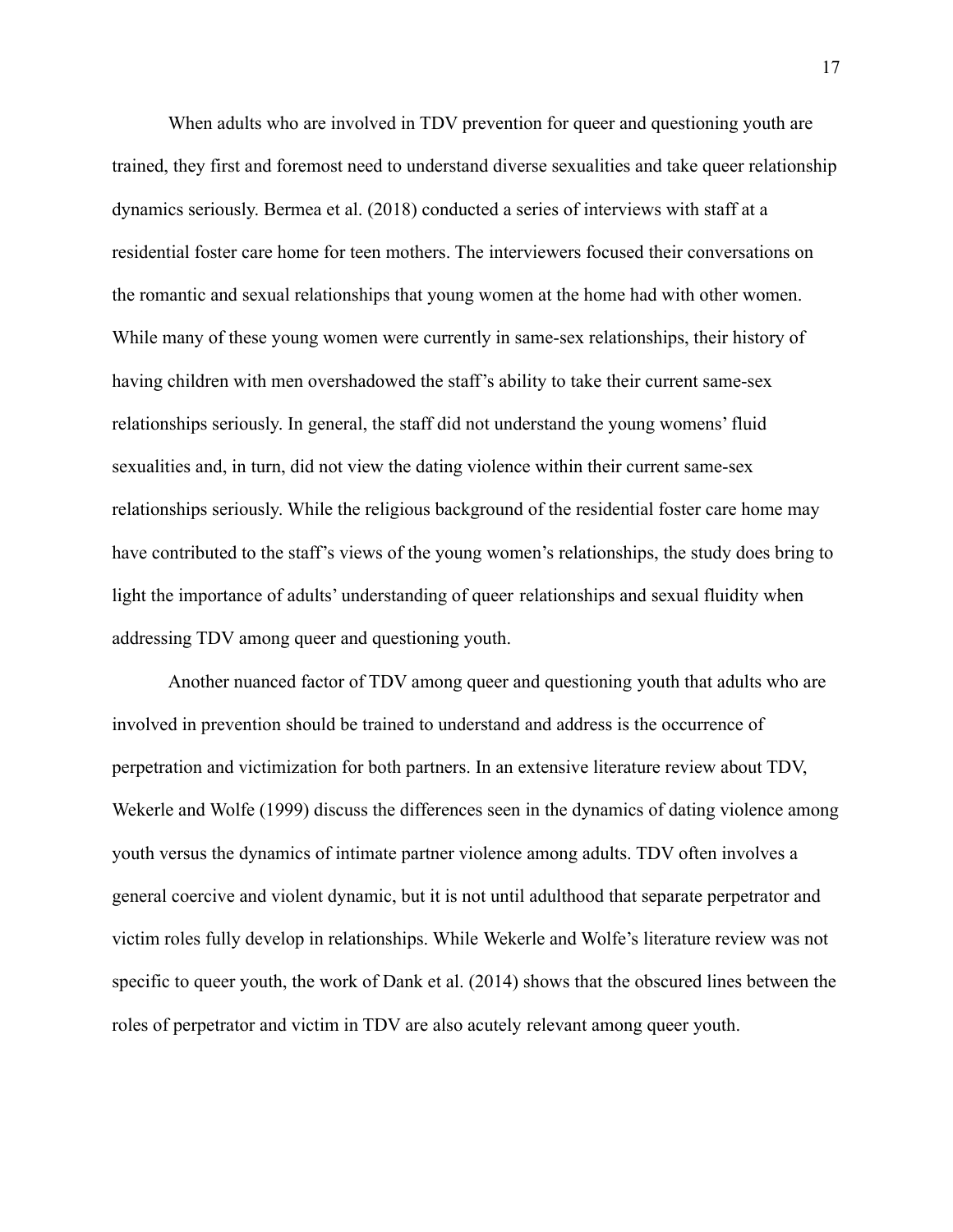When adults who are involved in TDV prevention for queer and questioning youth are trained, they first and foremost need to understand diverse sexualities and take queer relationship dynamics seriously. Bermea et al. (2018) conducted a series of interviews with staff at a residential foster care home for teen mothers. The interviewers focused their conversations on the romantic and sexual relationships that young women at the home had with other women. While many of these young women were currently in same-sex relationships, their history of having children with men overshadowed the staff's ability to take their current same-sex relationships seriously. In general, the staff did not understand the young womens' fluid sexualities and, in turn, did not view the dating violence within their current same-sex relationships seriously. While the religious background of the residential foster care home may have contributed to the staff's views of the young women's relationships, the study does bring to light the importance of adults' understanding of queer relationships and sexual fluidity when addressing TDV among queer and questioning youth.

Another nuanced factor of TDV among queer and questioning youth that adults who are involved in prevention should be trained to understand and address is the occurrence of perpetration and victimization for both partners. In an extensive literature review about TDV, Wekerle and Wolfe (1999) discuss the differences seen in the dynamics of dating violence among youth versus the dynamics of intimate partner violence among adults. TDV often involves a general coercive and violent dynamic, but it is not until adulthood that separate perpetrator and victim roles fully develop in relationships. While Wekerle and Wolfe's literature review was not specific to queer youth, the work of Dank et al. (2014) shows that the obscured lines between the roles of perpetrator and victim in TDV are also acutely relevant among queer youth.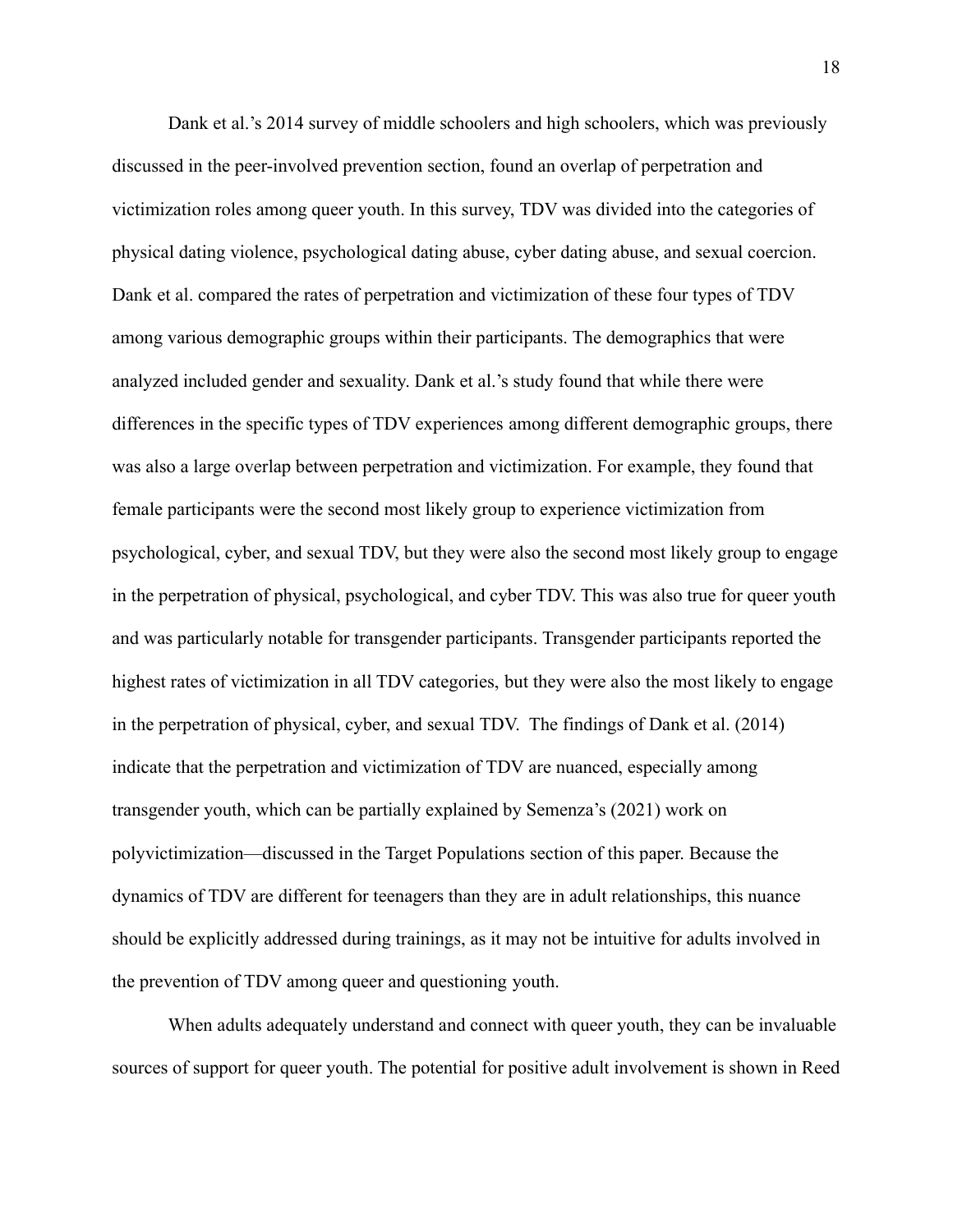Dank et al.'s 2014 survey of middle schoolers and high schoolers, which was previously discussed in the peer-involved prevention section, found an overlap of perpetration and victimization roles among queer youth. In this survey, TDV was divided into the categories of physical dating violence, psychological dating abuse, cyber dating abuse, and sexual coercion. Dank et al. compared the rates of perpetration and victimization of these four types of TDV among various demographic groups within their participants. The demographics that were analyzed included gender and sexuality. Dank et al.'s study found that while there were differences in the specific types of TDV experiences among different demographic groups, there was also a large overlap between perpetration and victimization. For example, they found that female participants were the second most likely group to experience victimization from psychological, cyber, and sexual TDV, but they were also the second most likely group to engage in the perpetration of physical, psychological, and cyber TDV. This was also true for queer youth and was particularly notable for transgender participants. Transgender participants reported the highest rates of victimization in all TDV categories, but they were also the most likely to engage in the perpetration of physical, cyber, and sexual TDV. The findings of Dank et al. (2014) indicate that the perpetration and victimization of TDV are nuanced, especially among transgender youth, which can be partially explained by Semenza's (2021) work on polyvictimization—discussed in the Target Populations section of this paper. Because the dynamics of TDV are different for teenagers than they are in adult relationships, this nuance should be explicitly addressed during trainings, as it may not be intuitive for adults involved in the prevention of TDV among queer and questioning youth.

When adults adequately understand and connect with queer youth, they can be invaluable sources of support for queer youth. The potential for positive adult involvement is shown in Reed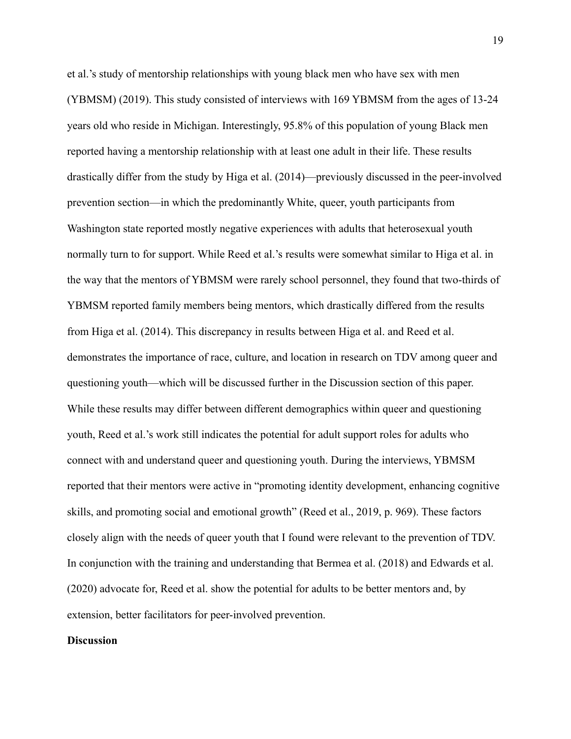et al.'s study of mentorship relationships with young black men who have sex with men (YBMSM) (2019). This study consisted of interviews with 169 YBMSM from the ages of 13-24 years old who reside in Michigan. Interestingly, 95.8% of this population of young Black men reported having a mentorship relationship with at least one adult in their life. These results drastically differ from the study by Higa et al. (2014)—previously discussed in the peer-involved prevention section—in which the predominantly White, queer, youth participants from Washington state reported mostly negative experiences with adults that heterosexual youth normally turn to for support. While Reed et al.'s results were somewhat similar to Higa et al. in the way that the mentors of YBMSM were rarely school personnel, they found that two-thirds of YBMSM reported family members being mentors, which drastically differed from the results from Higa et al. (2014). This discrepancy in results between Higa et al. and Reed et al. demonstrates the importance of race, culture, and location in research on TDV among queer and questioning youth—which will be discussed further in the Discussion section of this paper. While these results may differ between different demographics within queer and questioning youth, Reed et al.'s work still indicates the potential for adult support roles for adults who connect with and understand queer and questioning youth. During the interviews, YBMSM reported that their mentors were active in "promoting identity development, enhancing cognitive skills, and promoting social and emotional growth" (Reed et al., 2019, p. 969). These factors closely align with the needs of queer youth that I found were relevant to the prevention of TDV. In conjunction with the training and understanding that Bermea et al. (2018) and Edwards et al. (2020) advocate for, Reed et al. show the potential for adults to be better mentors and, by extension, better facilitators for peer-involved prevention.

**Discussion**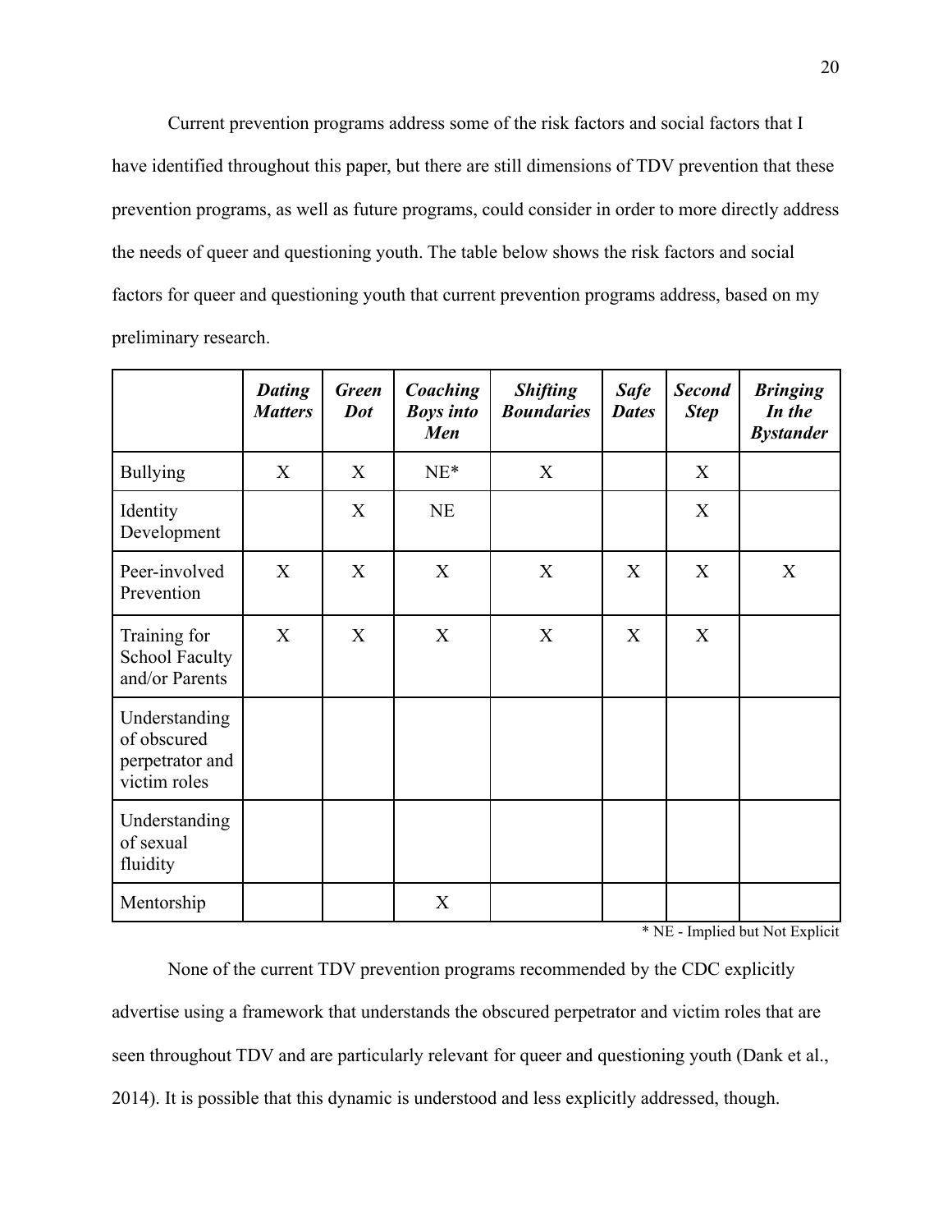Current prevention programs address some of the risk factors and social factors that I have identified throughout this paper, but there are still dimensions of TDV prevention that these prevention programs, as well as future programs, could consider in order to more directly address the needs of queer and questioning youth. The table below shows the risk factors and social factors for queer and questioning youth that current prevention programs address, based on my preliminary research.

| | ***Dating Matters*** | ***Green Dot*** | ***Coaching Boys into Men*** | ***Shifting Boundaries*** | ***Safe Dates*** | ***Second Step*** | ***Bringing In the Bystander*** |
|---|---|---|---|---|---|---|---|
| Bullying | X | X | NE* | X | | X | |
| Identity Development | | X | NE | | | X | |
| Peer-involved Prevention | X | X | X | X | X | X | X |
| Training for School Faculty and/or Parents | X | X | X | X | X | X | |
| Understanding of obscured perpetrator and victim roles | | | | | | | |
| Understanding of sexual fluidity | | | | | | | |
| Mentorship | | | X | | | | |

\* NE - Implied but Not Explicit

None of the current TDV prevention programs recommended by the CDC explicitly advertise using a framework that understands the obscured perpetrator and victim roles that are seen throughout TDV and are particularly relevant for queer and questioning youth (Dank et al., 2014). It is possible that this dynamic is understood and less explicitly addressed, though.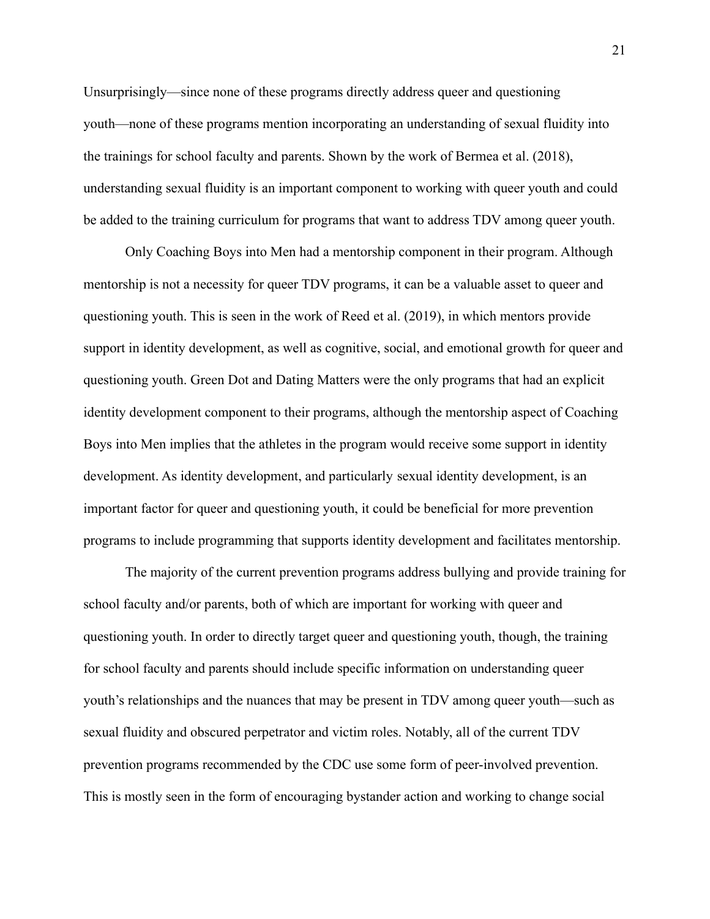Unsurprisingly—since none of these programs directly address queer and questioning youth—none of these programs mention incorporating an understanding of sexual fluidity into the trainings for school faculty and parents. Shown by the work of Bermea et al. (2018), understanding sexual fluidity is an important component to working with queer youth and could be added to the training curriculum for programs that want to address TDV among queer youth.

Only Coaching Boys into Men had a mentorship component in their program. Although mentorship is not a necessity for queer TDV programs, it can be a valuable asset to queer and questioning youth. This is seen in the work of Reed et al. (2019), in which mentors provide support in identity development, as well as cognitive, social, and emotional growth for queer and questioning youth. Green Dot and Dating Matters were the only programs that had an explicit identity development component to their programs, although the mentorship aspect of Coaching Boys into Men implies that the athletes in the program would receive some support in identity development. As identity development, and particularly sexual identity development, is an important factor for queer and questioning youth, it could be beneficial for more prevention programs to include programming that supports identity development and facilitates mentorship.

The majority of the current prevention programs address bullying and provide training for school faculty and/or parents, both of which are important for working with queer and questioning youth. In order to directly target queer and questioning youth, though, the training for school faculty and parents should include specific information on understanding queer youth's relationships and the nuances that may be present in TDV among queer youth—such as sexual fluidity and obscured perpetrator and victim roles. Notably, all of the current TDV prevention programs recommended by the CDC use some form of peer-involved prevention. This is mostly seen in the form of encouraging bystander action and working to change social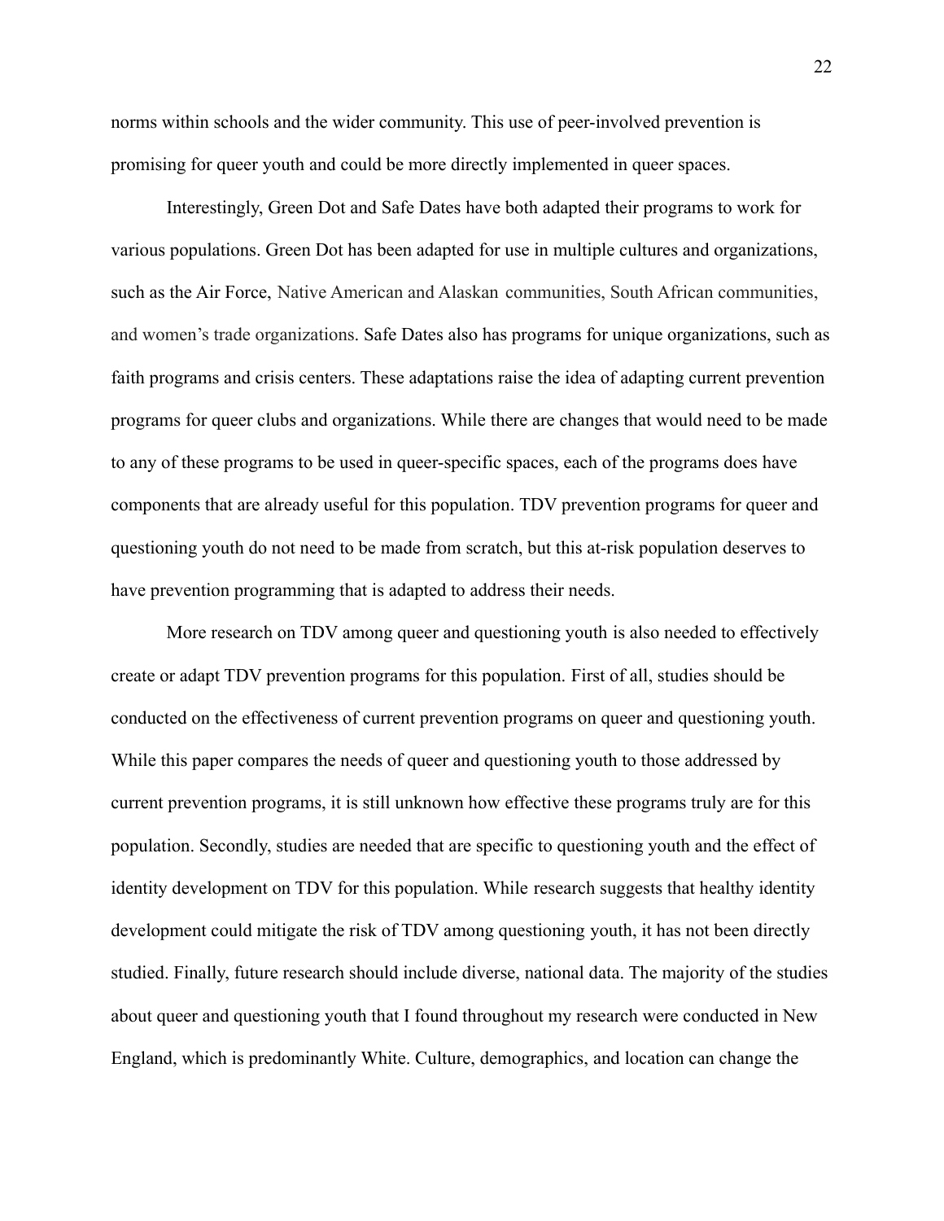norms within schools and the wider community. This use of peer-involved prevention is promising for queer youth and could be more directly implemented in queer spaces.

Interestingly, Green Dot and Safe Dates have both adapted their programs to work for various populations. Green Dot has been adapted for use in multiple cultures and organizations, such as the Air Force, Native American and Alaskan communities, South African communities, and women's trade organizations. Safe Dates also has programs for unique organizations, such as faith programs and crisis centers. These adaptations raise the idea of adapting current prevention programs for queer clubs and organizations. While there are changes that would need to be made to any of these programs to be used in queer-specific spaces, each of the programs does have components that are already useful for this population. TDV prevention programs for queer and questioning youth do not need to be made from scratch, but this at-risk population deserves to have prevention programming that is adapted to address their needs.

More research on TDV among queer and questioning youth is also needed to effectively create or adapt TDV prevention programs for this population. First of all, studies should be conducted on the effectiveness of current prevention programs on queer and questioning youth. While this paper compares the needs of queer and questioning youth to those addressed by current prevention programs, it is still unknown how effective these programs truly are for this population. Secondly, studies are needed that are specific to questioning youth and the effect of identity development on TDV for this population. While research suggests that healthy identity development could mitigate the risk of TDV among questioning youth, it has not been directly studied. Finally, future research should include diverse, national data. The majority of the studies about queer and questioning youth that I found throughout my research were conducted in New England, which is predominantly White. Culture, demographics, and location can change the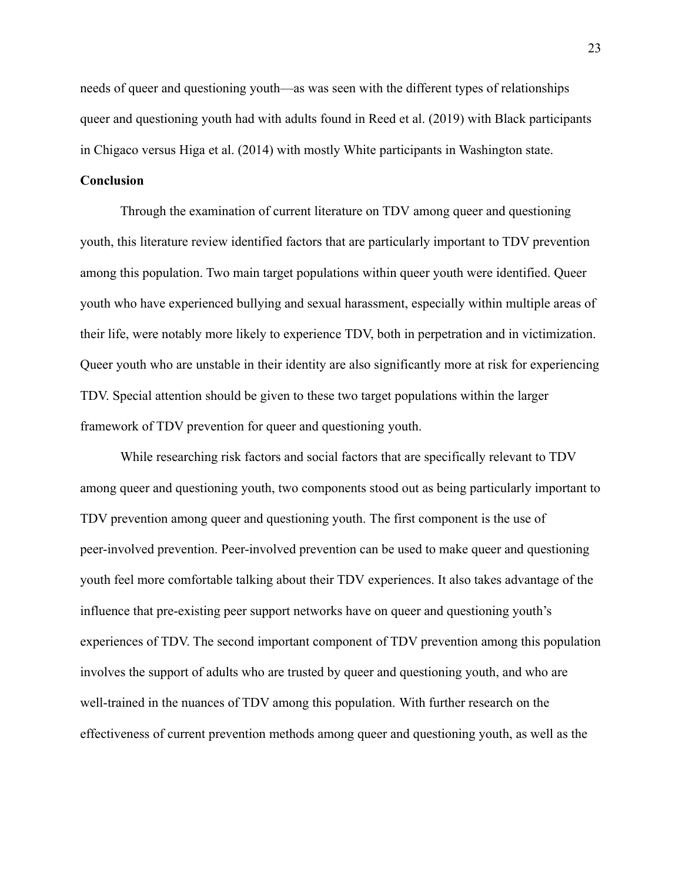needs of queer and questioning youth—as was seen with the different types of relationships queer and questioning youth had with adults found in Reed et al. (2019) with Black participants in Chigaco versus Higa et al. (2014) with mostly White participants in Washington state.

**Conclusion**

Through the examination of current literature on TDV among queer and questioning youth, this literature review identified factors that are particularly important to TDV prevention among this population. Two main target populations within queer youth were identified. Queer youth who have experienced bullying and sexual harassment, especially within multiple areas of their life, were notably more likely to experience TDV, both in perpetration and in victimization. Queer youth who are unstable in their identity are also significantly more at risk for experiencing TDV. Special attention should be given to these two target populations within the larger framework of TDV prevention for queer and questioning youth.

While researching risk factors and social factors that are specifically relevant to TDV among queer and questioning youth, two components stood out as being particularly important to TDV prevention among queer and questioning youth. The first component is the use of peer-involved prevention. Peer-involved prevention can be used to make queer and questioning youth feel more comfortable talking about their TDV experiences. It also takes advantage of the influence that pre-existing peer support networks have on queer and questioning youth's experiences of TDV. The second important component of TDV prevention among this population involves the support of adults who are trusted by queer and questioning youth, and who are well-trained in the nuances of TDV among this population. With further research on the effectiveness of current prevention methods among queer and questioning youth, as well as the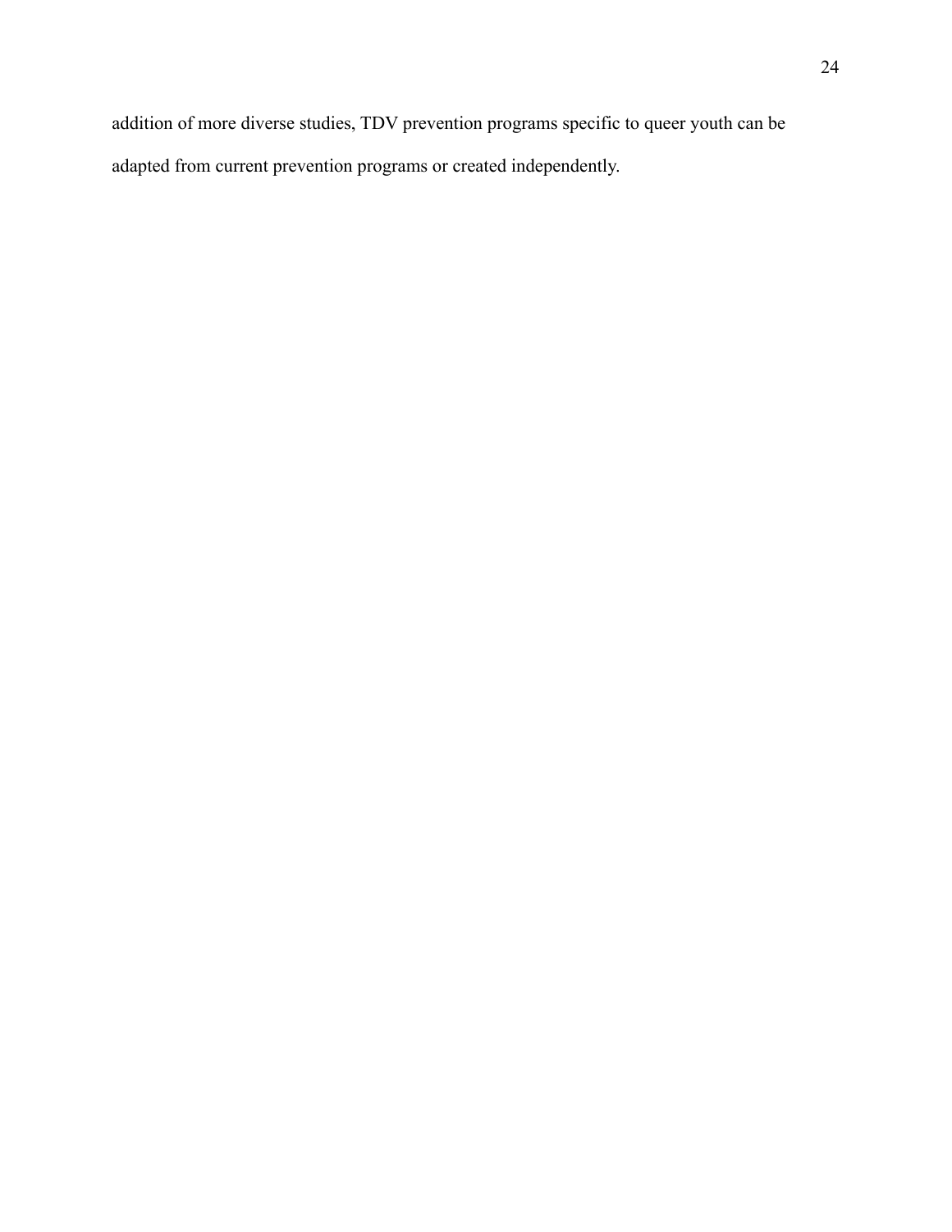addition of more diverse studies, TDV prevention programs specific to queer youth can be adapted from current prevention programs or created independently.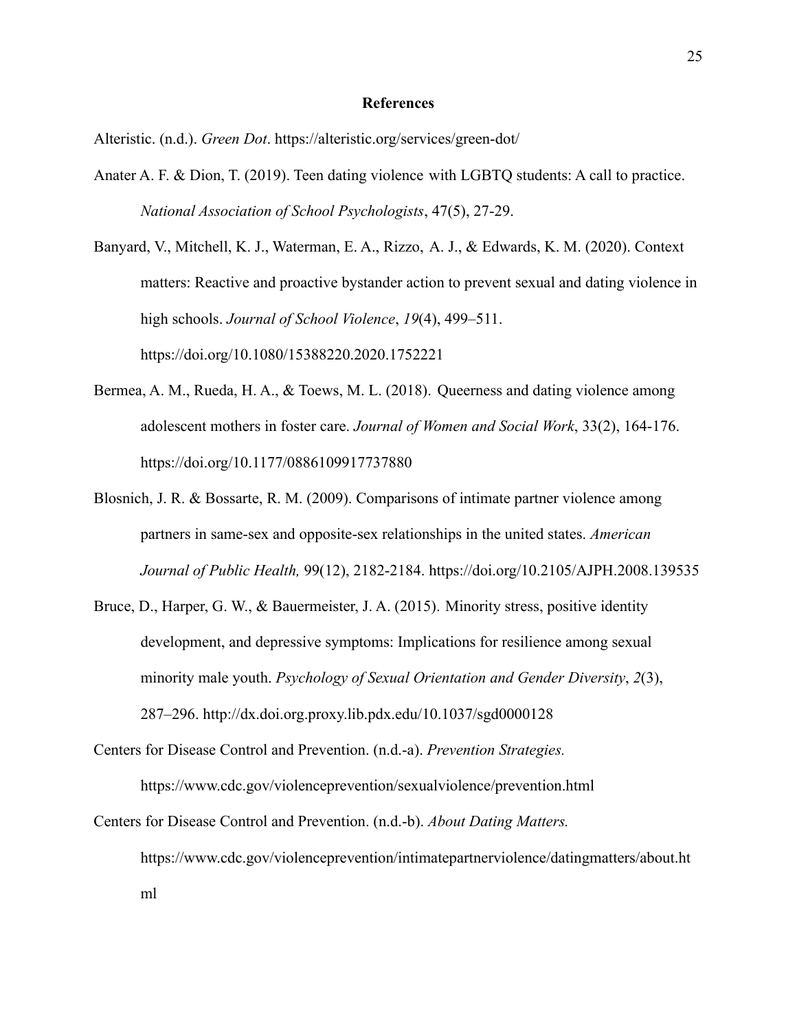## References

Alteristic. (n.d.). *Green Dot*. https://alteristic.org/services/green-dot/

Anater A. F. & Dion, T. (2019). Teen dating violence with LGBTQ students: A call to practice. *National Association of School Psychologists*, 47(5), 27-29.

Banyard, V., Mitchell, K. J., Waterman, E. A., Rizzo, A. J., & Edwards, K. M. (2020). Context matters: Reactive and proactive bystander action to prevent sexual and dating violence in high schools. *Journal of School Violence*, *19*(4), 499–511. https://doi.org/10.1080/15388220.2020.1752221

Bermea, A. M., Rueda, H. A., & Toews, M. L. (2018). Queerness and dating violence among adolescent mothers in foster care. *Journal of Women and Social Work*, 33(2), 164-176. https://doi.org/10.1177/0886109917737880

Blosnich, J. R. & Bossarte, R. M. (2009). Comparisons of intimate partner violence among partners in same-sex and opposite-sex relationships in the united states. *American Journal of Public Health,* 99(12), 2182-2184. https://doi.org/10.2105/AJPH.2008.139535

Bruce, D., Harper, G. W., & Bauermeister, J. A. (2015). Minority stress, positive identity development, and depressive symptoms: Implications for resilience among sexual minority male youth. *Psychology of Sexual Orientation and Gender Diversity*, *2*(3), 287–296. http://dx.doi.org.proxy.lib.pdx.edu/10.1037/sgd0000128

Centers for Disease Control and Prevention. (n.d.-a). *Prevention Strategies.* https://www.cdc.gov/violenceprevention/sexualviolence/prevention.html

Centers for Disease Control and Prevention. (n.d.-b). *About Dating Matters.* https://www.cdc.gov/violenceprevention/intimatepartnerviolence/datingmatters/about.html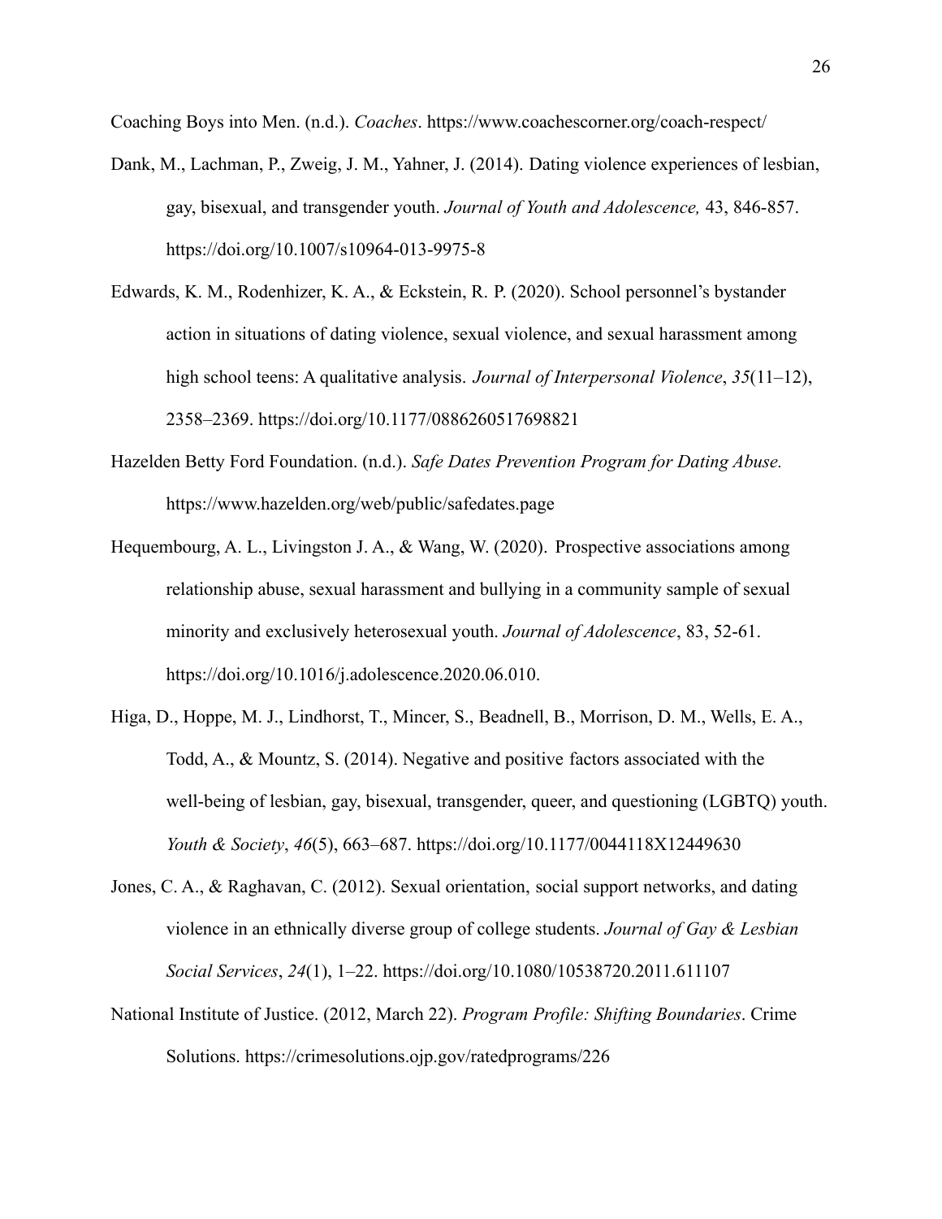Coaching Boys into Men. (n.d.). *Coaches*. https://www.coachescorner.org/coach-respect/

Dank, M., Lachman, P., Zweig, J. M., Yahner, J. (2014). Dating violence experiences of lesbian, gay, bisexual, and transgender youth. *Journal of Youth and Adolescence,* 43, 846-857. https://doi.org/10.1007/s10964-013-9975-8

Edwards, K. M., Rodenhizer, K. A., & Eckstein, R. P. (2020). School personnel's bystander action in situations of dating violence, sexual violence, and sexual harassment among high school teens: A qualitative analysis. *Journal of Interpersonal Violence*, *35*(11–12), 2358–2369. https://doi.org/10.1177/0886260517698821

Hazelden Betty Ford Foundation. (n.d.). *Safe Dates Prevention Program for Dating Abuse.* https://www.hazelden.org/web/public/safedates.page

Hequembourg, A. L., Livingston J. A., & Wang, W. (2020). Prospective associations among relationship abuse, sexual harassment and bullying in a community sample of sexual minority and exclusively heterosexual youth. *Journal of Adolescence*, 83, 52-61. https://doi.org/10.1016/j.adolescence.2020.06.010.

Higa, D., Hoppe, M. J., Lindhorst, T., Mincer, S., Beadnell, B., Morrison, D. M., Wells, E. A., Todd, A., & Mountz, S. (2014). Negative and positive factors associated with the well-being of lesbian, gay, bisexual, transgender, queer, and questioning (LGBTQ) youth. *Youth & Society*, *46*(5), 663–687. https://doi.org/10.1177/0044118X12449630

Jones, C. A., & Raghavan, C. (2012). Sexual orientation, social support networks, and dating violence in an ethnically diverse group of college students. *Journal of Gay & Lesbian Social Services*, *24*(1), 1–22. https://doi.org/10.1080/10538720.2011.611107

National Institute of Justice. (2012, March 22). *Program Profile: Shifting Boundaries*. Crime Solutions. https://crimesolutions.ojp.gov/ratedprograms/226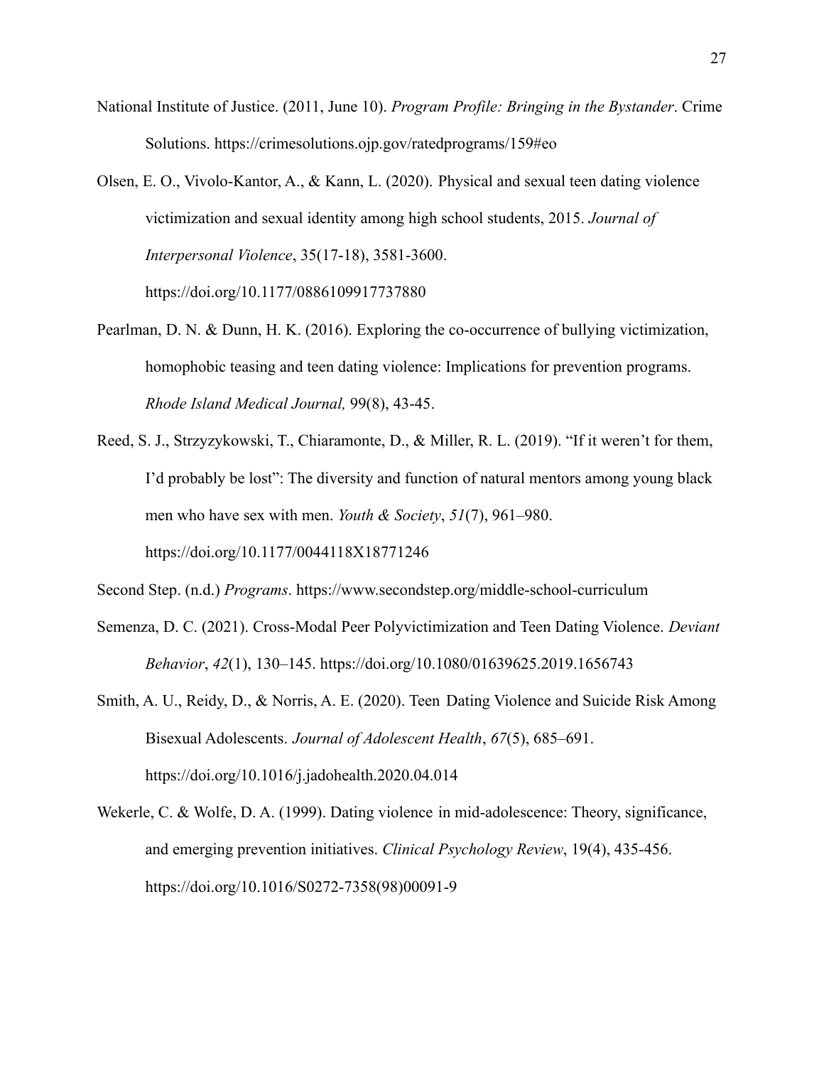National Institute of Justice. (2011, June 10). *Program Profile: Bringing in the Bystander*. Crime Solutions. https://crimesolutions.ojp.gov/ratedprograms/159#eo

Olsen, E. O., Vivolo-Kantor, A., & Kann, L. (2020). Physical and sexual teen dating violence victimization and sexual identity among high school students, 2015. *Journal of Interpersonal Violence*, 35(17-18), 3581-3600. https://doi.org/10.1177/0886109917737880

Pearlman, D. N. & Dunn, H. K. (2016). Exploring the co-occurrence of bullying victimization, homophobic teasing and teen dating violence: Implications for prevention programs. *Rhode Island Medical Journal,* 99(8), 43-45.

Reed, S. J., Strzyzykowski, T., Chiaramonte, D., & Miller, R. L. (2019). "If it weren't for them, I'd probably be lost": The diversity and function of natural mentors among young black men who have sex with men. *Youth & Society*, *51*(7), 961–980. https://doi.org/10.1177/0044118X18771246

Second Step. (n.d.) *Programs*. https://www.secondstep.org/middle-school-curriculum

Semenza, D. C. (2021). Cross-Modal Peer Polyvictimization and Teen Dating Violence. *Deviant Behavior*, *42*(1), 130–145. https://doi.org/10.1080/01639625.2019.1656743

Smith, A. U., Reidy, D., & Norris, A. E. (2020). Teen Dating Violence and Suicide Risk Among Bisexual Adolescents. *Journal of Adolescent Health*, *67*(5), 685–691. https://doi.org/10.1016/j.jadohealth.2020.04.014

Wekerle, C. & Wolfe, D. A. (1999). Dating violence in mid-adolescence: Theory, significance, and emerging prevention initiatives. *Clinical Psychology Review*, 19(4), 435-456. https://doi.org/10.1016/S0272-7358(98)00091-9